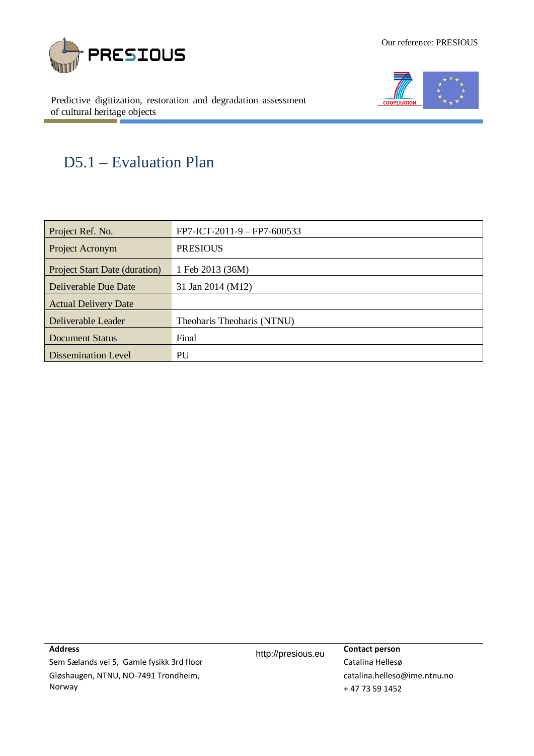Our reference: PRESIOUS

PRESIOUS

Predictive digitization, restoration and degradation assessment of cultural heritage objects

# D5.1 – Evaluation Plan

| | |
|---|---|
| Project Ref. No. | FP7-ICT-2011-9 – FP7-600533 |
| Project Acronym | PRESIOUS |
| Project Start Date (duration) | 1 Feb 2013 (36M) |
| Deliverable Due Date | 31 Jan 2014 (M12) |
| Actual Delivery Date | |
| Deliverable Leader | Theoharis Theoharis (NTNU) |
| Document Status | Final |
| Dissemination Level | PU |

**Address**
Sem Sælands vei 5, Gamle fysikk 3rd floor
Gløshaugen, NTNU, NO-7491 Trondheim,
Norway

http://presious.eu

**Contact person**
Catalina Hellesø
catalina.helleso@ime.ntnu.no
+ 47 73 59 1452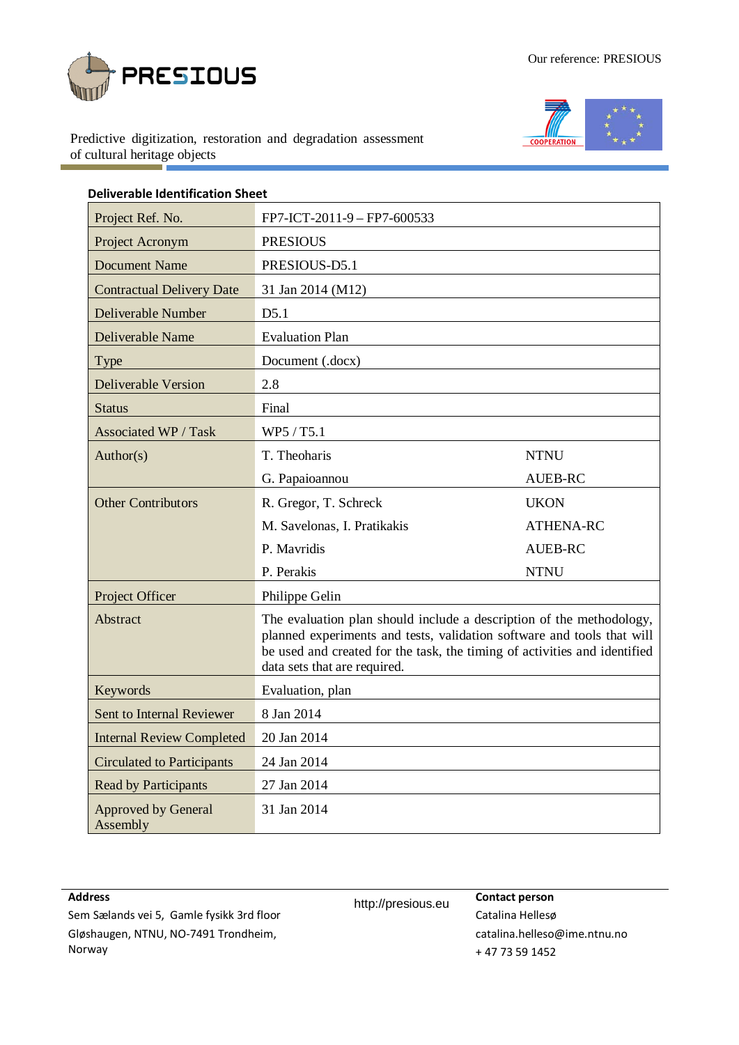Our reference: PRESIOUS

Predictive digitization, restoration and degradation assessment of cultural heritage objects

**Deliverable Identification Sheet**

| | | |
|---|---|---|
| Project Ref. No. | FP7-ICT-2011-9 – FP7-600533 | |
| Project Acronym | PRESIOUS | |
| Document Name | PRESIOUS-D5.1 | |
| Contractual Delivery Date | 31 Jan 2014 (M12) | |
| Deliverable Number | D5.1 | |
| Deliverable Name | Evaluation Plan | |
| Type | Document (.docx) | |
| Deliverable Version | 2.8 | |
| Status | Final | |
| Associated WP / Task | WP5 / T5.1 | |
| Author(s) | T. Theoharis | NTNU |
| | G. Papaioannou | AUEB-RC |
| Other Contributors | R. Gregor, T. Schreck | UKON |
| | M. Savelonas, I. Pratikakis | ATHENA-RC |
| | P. Mavridis | AUEB-RC |
| | P. Perakis | NTNU |
| Project Officer | Philippe Gelin | |
| Abstract | The evaluation plan should include a description of the methodology, planned experiments and tests, validation software and tools that will be used and created for the task, the timing of activities and identified data sets that are required. | |
| Keywords | Evaluation, plan | |
| Sent to Internal Reviewer | 8 Jan 2014 | |
| Internal Review Completed | 20 Jan 2014 | |
| Circulated to Participants | 24 Jan 2014 | |
| Read by Participants | 27 Jan 2014 | |
| Approved by General Assembly | 31 Jan 2014 | |

**Address**
Sem Sælands vei 5, Gamle fysikk 3rd floor
Gløshaugen, NTNU, NO-7491 Trondheim, Norway

http://presious.eu

**Contact person**
Catalina Hellesø
catalina.helleso@ime.ntnu.no
+ 47 73 59 1452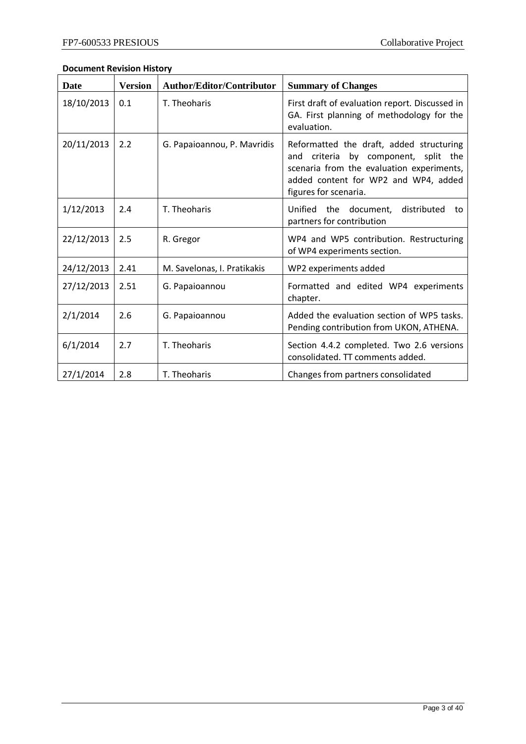**Document Revision History**

| Date | Version | Author/Editor/Contributor | Summary of Changes |
| --- | --- | --- | --- |
| 18/10/2013 | 0.1 | T. Theoharis | First draft of evaluation report. Discussed in GA. First planning of methodology for the evaluation. |
| 20/11/2013 | 2.2 | G. Papaioannou, P. Mavridis | Reformatted the draft, added structuring and criteria by component, split the scenaria from the evaluation experiments, added content for WP2 and WP4, added figures for scenaria. |
| 1/12/2013 | 2.4 | T. Theoharis | Unified the document, distributed to partners for contribution |
| 22/12/2013 | 2.5 | R. Gregor | WP4 and WP5 contribution. Restructuring of WP4 experiments section. |
| 24/12/2013 | 2.41 | M. Savelonas, I. Pratikakis | WP2 experiments added |
| 27/12/2013 | 2.51 | G. Papaioannou | Formatted and edited WP4 experiments chapter. |
| 2/1/2014 | 2.6 | G. Papaioannou | Added the evaluation section of WP5 tasks. Pending contribution from UKON, ATHENA. |
| 6/1/2014 | 2.7 | T. Theoharis | Section 4.4.2 completed. Two 2.6 versions consolidated. TT comments added. |
| 27/1/2014 | 2.8 | T. Theoharis | Changes from partners consolidated |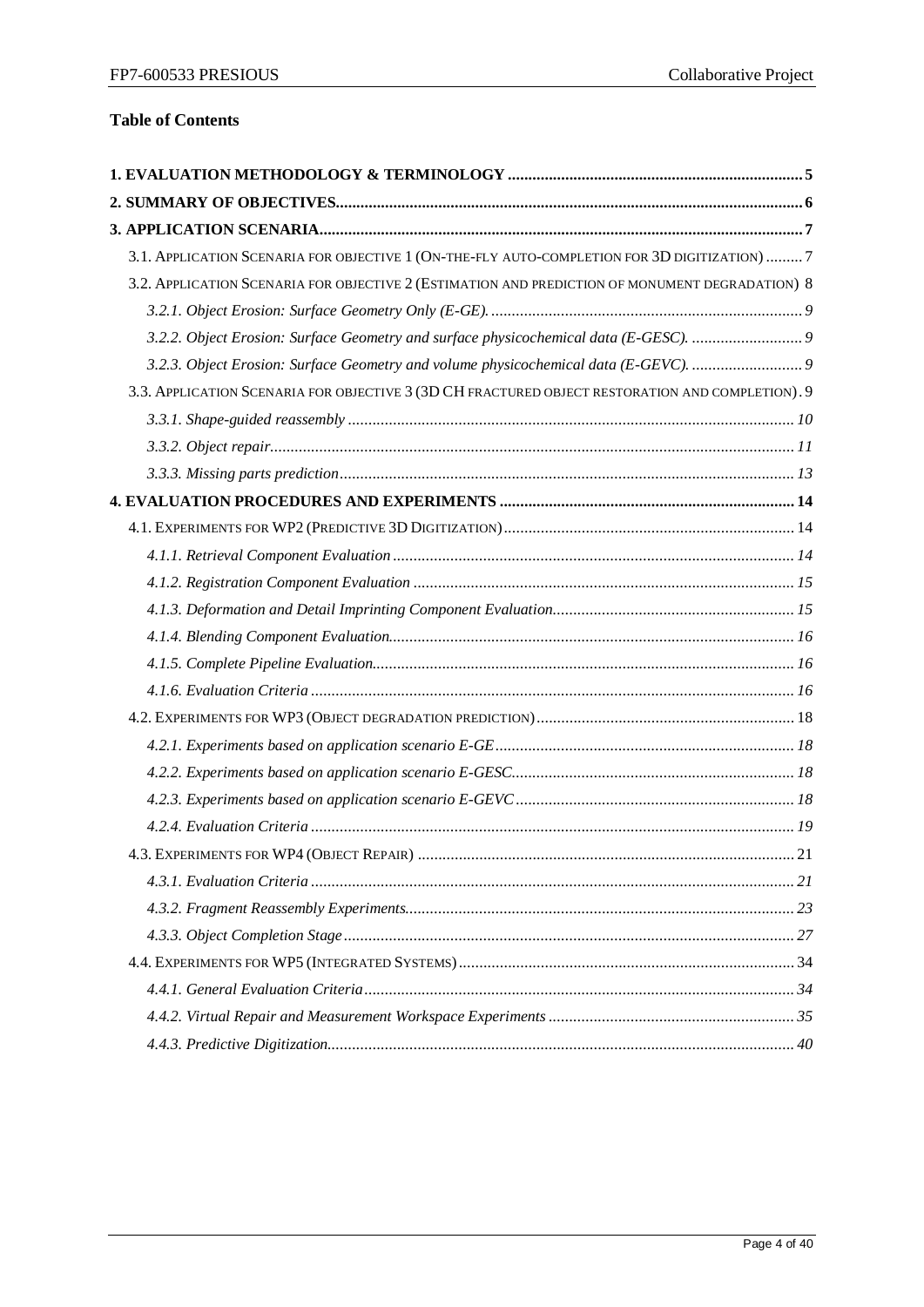**Table of Contents**

| | |
|---|---|
| **1. EVALUATION METHODOLOGY & TERMINOLOGY** | **5** |
| **2. SUMMARY OF OBJECTIVES** | **6** |
| **3. APPLICATION SCENARIA** | **7** |
| 3.1. APPLICATION SCENARIA FOR OBJECTIVE 1 (ON-THE-FLY AUTO-COMPLETION FOR 3D DIGITIZATION) | 7 |
| 3.2. APPLICATION SCENARIA FOR OBJECTIVE 2 (ESTIMATION AND PREDICTION OF MONUMENT DEGRADATION) | 8 |
| *3.2.1. Object Erosion: Surface Geometry Only (E-GE).* | *9* |
| *3.2.2. Object Erosion: Surface Geometry and surface physicochemical data (E-GESC).* | *9* |
| *3.2.3. Object Erosion: Surface Geometry and volume physicochemical data (E-GEVC).* | *9* |
| 3.3. APPLICATION SCENARIA FOR OBJECTIVE 3 (3D CH FRACTURED OBJECT RESTORATION AND COMPLETION) | 9 |
| *3.3.1. Shape-guided reassembly* | *10* |
| *3.3.2. Object repair* | *11* |
| *3.3.3. Missing parts prediction* | *13* |
| **4. EVALUATION PROCEDURES AND EXPERIMENTS** | **14** |
| 4.1. EXPERIMENTS FOR WP2 (PREDICTIVE 3D DIGITIZATION) | 14 |
| *4.1.1. Retrieval Component Evaluation* | *14* |
| *4.1.2. Registration Component Evaluation* | *15* |
| *4.1.3. Deformation and Detail Imprinting Component Evaluation* | *15* |
| *4.1.4. Blending Component Evaluation* | *16* |
| *4.1.5. Complete Pipeline Evaluation* | *16* |
| *4.1.6. Evaluation Criteria* | *16* |
| 4.2. EXPERIMENTS FOR WP3 (OBJECT DEGRADATION PREDICTION) | 18 |
| *4.2.1. Experiments based on application scenario E-GE* | *18* |
| *4.2.2. Experiments based on application scenario E-GESC* | *18* |
| *4.2.3. Experiments based on application scenario E-GEVC* | *18* |
| *4.2.4. Evaluation Criteria* | *19* |
| 4.3. EXPERIMENTS FOR WP4 (OBJECT REPAIR) | 21 |
| *4.3.1. Evaluation Criteria* | *21* |
| *4.3.2. Fragment Reassembly Experiments* | *23* |
| *4.3.3. Object Completion Stage* | *27* |
| 4.4. EXPERIMENTS FOR WP5 (INTEGRATED SYSTEMS) | 34 |
| *4.4.1. General Evaluation Criteria* | *34* |
| *4.4.2. Virtual Repair and Measurement Workspace Experiments* | *35* |
| *4.4.3. Predictive Digitization* | *40* |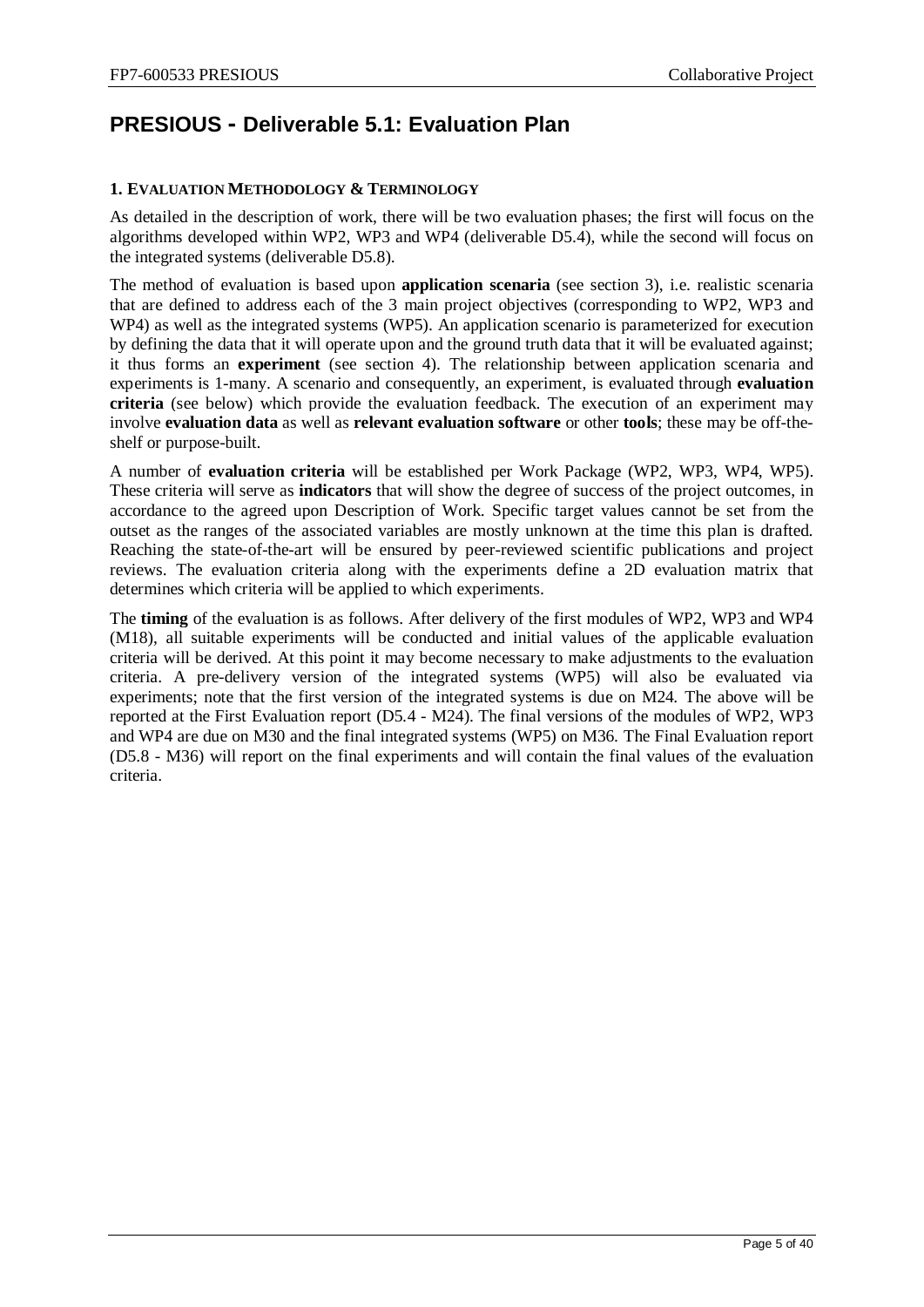# PRESIOUS - Deliverable 5.1: Evaluation Plan

### 1. EVALUATION METHODOLOGY & TERMINOLOGY

As detailed in the description of work, there will be two evaluation phases; the first will focus on the algorithms developed within WP2, WP3 and WP4 (deliverable D5.4), while the second will focus on the integrated systems (deliverable D5.8).

The method of evaluation is based upon **application scenaria** (see section 3), i.e. realistic scenaria that are defined to address each of the 3 main project objectives (corresponding to WP2, WP3 and WP4) as well as the integrated systems (WP5). An application scenario is parameterized for execution by defining the data that it will operate upon and the ground truth data that it will be evaluated against; it thus forms an **experiment** (see section 4). The relationship between application scenaria and experiments is 1-many. A scenario and consequently, an experiment, is evaluated through **evaluation criteria** (see below) which provide the evaluation feedback. The execution of an experiment may involve **evaluation data** as well as **relevant evaluation software** or other **tools**; these may be off-the-shelf or purpose-built.

A number of **evaluation criteria** will be established per Work Package (WP2, WP3, WP4, WP5). These criteria will serve as **indicators** that will show the degree of success of the project outcomes, in accordance to the agreed upon Description of Work. Specific target values cannot be set from the outset as the ranges of the associated variables are mostly unknown at the time this plan is drafted. Reaching the state-of-the-art will be ensured by peer-reviewed scientific publications and project reviews. The evaluation criteria along with the experiments define a 2D evaluation matrix that determines which criteria will be applied to which experiments.

The **timing** of the evaluation is as follows. After delivery of the first modules of WP2, WP3 and WP4 (M18), all suitable experiments will be conducted and initial values of the applicable evaluation criteria will be derived. At this point it may become necessary to make adjustments to the evaluation criteria. A pre-delivery version of the integrated systems (WP5) will also be evaluated via experiments; note that the first version of the integrated systems is due on M24. The above will be reported at the First Evaluation report (D5.4 - M24). The final versions of the modules of WP2, WP3 and WP4 are due on M30 and the final integrated systems (WP5) on M36. The Final Evaluation report (D5.8 - M36) will report on the final experiments and will contain the final values of the evaluation criteria.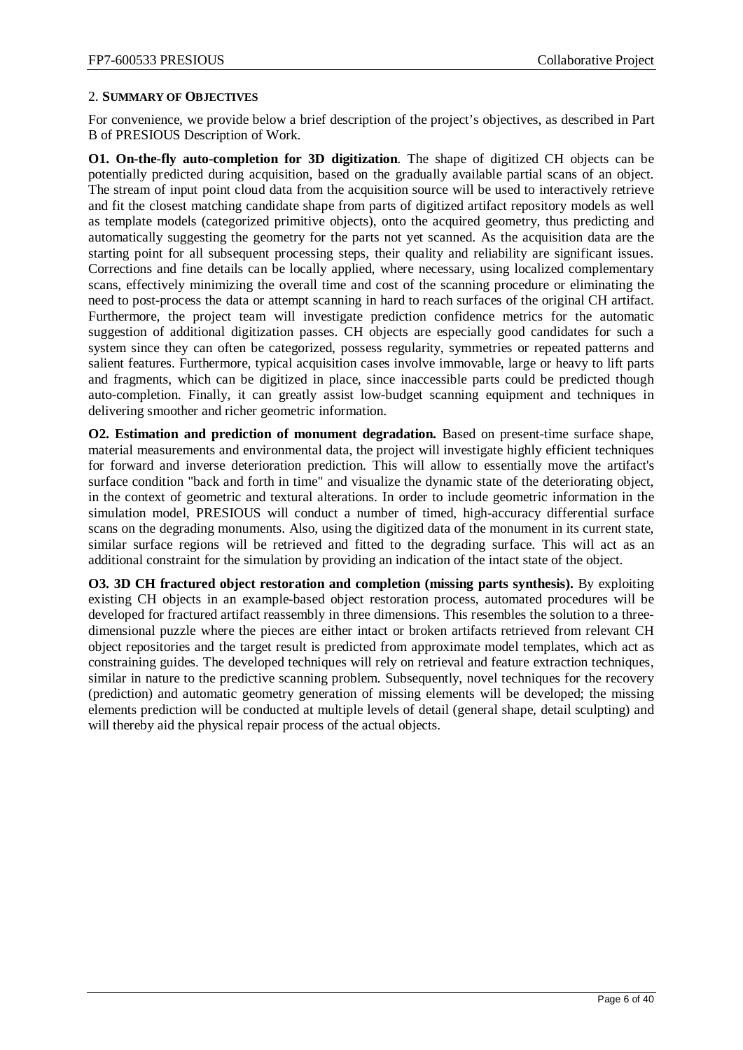## 2. SUMMARY OF OBJECTIVES

For convenience, we provide below a brief description of the project's objectives, as described in Part B of PRESIOUS Description of Work.

**O1. On-the-fly auto-completion for 3D digitization**. The shape of digitized CH objects can be potentially predicted during acquisition, based on the gradually available partial scans of an object. The stream of input point cloud data from the acquisition source will be used to interactively retrieve and fit the closest matching candidate shape from parts of digitized artifact repository models as well as template models (categorized primitive objects), onto the acquired geometry, thus predicting and automatically suggesting the geometry for the parts not yet scanned. As the acquisition data are the starting point for all subsequent processing steps, their quality and reliability are significant issues. Corrections and fine details can be locally applied, where necessary, using localized complementary scans, effectively minimizing the overall time and cost of the scanning procedure or eliminating the need to post-process the data or attempt scanning in hard to reach surfaces of the original CH artifact. Furthermore, the project team will investigate prediction confidence metrics for the automatic suggestion of additional digitization passes. CH objects are especially good candidates for such a system since they can often be categorized, possess regularity, symmetries or repeated patterns and salient features. Furthermore, typical acquisition cases involve immovable, large or heavy to lift parts and fragments, which can be digitized in place, since inaccessible parts could be predicted though auto-completion. Finally, it can greatly assist low-budget scanning equipment and techniques in delivering smoother and richer geometric information.

**O2. Estimation and prediction of monument degradation.** Based on present-time surface shape, material measurements and environmental data, the project will investigate highly efficient techniques for forward and inverse deterioration prediction. This will allow to essentially move the artifact's surface condition "back and forth in time" and visualize the dynamic state of the deteriorating object, in the context of geometric and textural alterations. In order to include geometric information in the simulation model, PRESIOUS will conduct a number of timed, high-accuracy differential surface scans on the degrading monuments. Also, using the digitized data of the monument in its current state, similar surface regions will be retrieved and fitted to the degrading surface. This will act as an additional constraint for the simulation by providing an indication of the intact state of the object.

**O3. 3D CH fractured object restoration and completion (missing parts synthesis).** By exploiting existing CH objects in an example-based object restoration process, automated procedures will be developed for fractured artifact reassembly in three dimensions. This resembles the solution to a three-dimensional puzzle where the pieces are either intact or broken artifacts retrieved from relevant CH object repositories and the target result is predicted from approximate model templates, which act as constraining guides. The developed techniques will rely on retrieval and feature extraction techniques, similar in nature to the predictive scanning problem. Subsequently, novel techniques for the recovery (prediction) and automatic geometry generation of missing elements will be developed; the missing elements prediction will be conducted at multiple levels of detail (general shape, detail sculpting) and will thereby aid the physical repair process of the actual objects.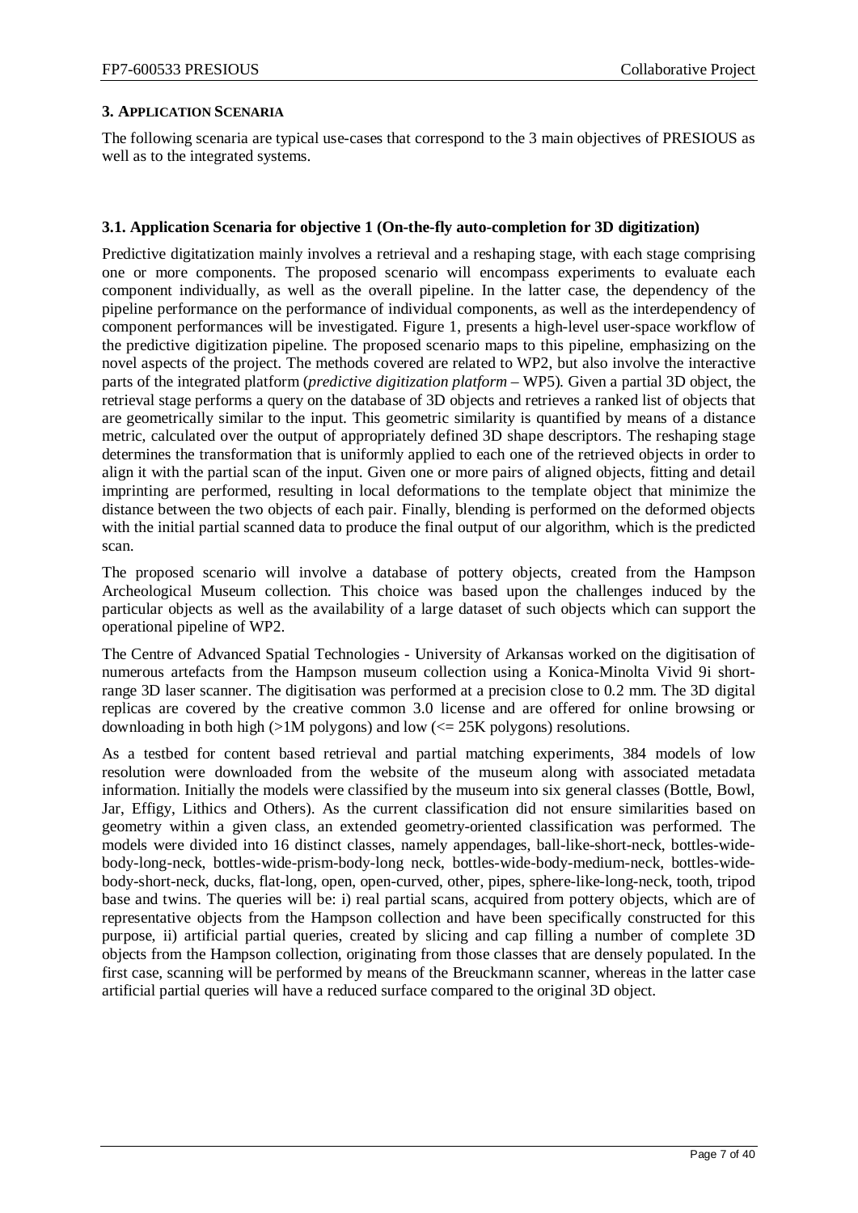### 3. Application Scenaria

The following scenaria are typical use-cases that correspond to the 3 main objectives of PRESIOUS as well as to the integrated systems.

#### 3.1. Application Scenaria for objective 1 (On-the-fly auto-completion for 3D digitization)

Predictive digitatization mainly involves a retrieval and a reshaping stage, with each stage comprising one or more components. The proposed scenario will encompass experiments to evaluate each component individually, as well as the overall pipeline. In the latter case, the dependency of the pipeline performance on the performance of individual components, as well as the interdependency of component performances will be investigated. Figure 1, presents a high-level user-space workflow of the predictive digitization pipeline. The proposed scenario maps to this pipeline, emphasizing on the novel aspects of the project. The methods covered are related to WP2, but also involve the interactive parts of the integrated platform (*predictive digitization platform* – WP5). Given a partial 3D object, the retrieval stage performs a query on the database of 3D objects and retrieves a ranked list of objects that are geometrically similar to the input. This geometric similarity is quantified by means of a distance metric, calculated over the output of appropriately defined 3D shape descriptors. The reshaping stage determines the transformation that is uniformly applied to each one of the retrieved objects in order to align it with the partial scan of the input. Given one or more pairs of aligned objects, fitting and detail imprinting are performed, resulting in local deformations to the template object that minimize the distance between the two objects of each pair. Finally, blending is performed on the deformed objects with the initial partial scanned data to produce the final output of our algorithm, which is the predicted scan.

The proposed scenario will involve a database of pottery objects, created from the Hampson Archeological Museum collection. This choice was based upon the challenges induced by the particular objects as well as the availability of a large dataset of such objects which can support the operational pipeline of WP2.

The Centre of Advanced Spatial Technologies - University of Arkansas worked on the digitisation of numerous artefacts from the Hampson museum collection using a Konica-Minolta Vivid 9i short-range 3D laser scanner. The digitisation was performed at a precision close to 0.2 mm. The 3D digital replicas are covered by the creative common 3.0 license and are offered for online browsing or downloading in both high (>1M polygons) and low (<= 25K polygons) resolutions.

As a testbed for content based retrieval and partial matching experiments, 384 models of low resolution were downloaded from the website of the museum along with associated metadata information. Initially the models were classified by the museum into six general classes (Bottle, Bowl, Jar, Effigy, Lithics and Others). As the current classification did not ensure similarities based on geometry within a given class, an extended geometry-oriented classification was performed. The models were divided into 16 distinct classes, namely appendages, ball-like-short-neck, bottles-wide-body-long-neck, bottles-wide-prism-body-long neck, bottles-wide-body-medium-neck, bottles-wide-body-short-neck, ducks, flat-long, open, open-curved, other, pipes, sphere-like-long-neck, tooth, tripod base and twins. The queries will be: i) real partial scans, acquired from pottery objects, which are of representative objects from the Hampson collection and have been specifically constructed for this purpose, ii) artificial partial queries, created by slicing and cap filling a number of complete 3D objects from the Hampson collection, originating from those classes that are densely populated. In the first case, scanning will be performed by means of the Breuckmann scanner, whereas in the latter case artificial partial queries will have a reduced surface compared to the original 3D object.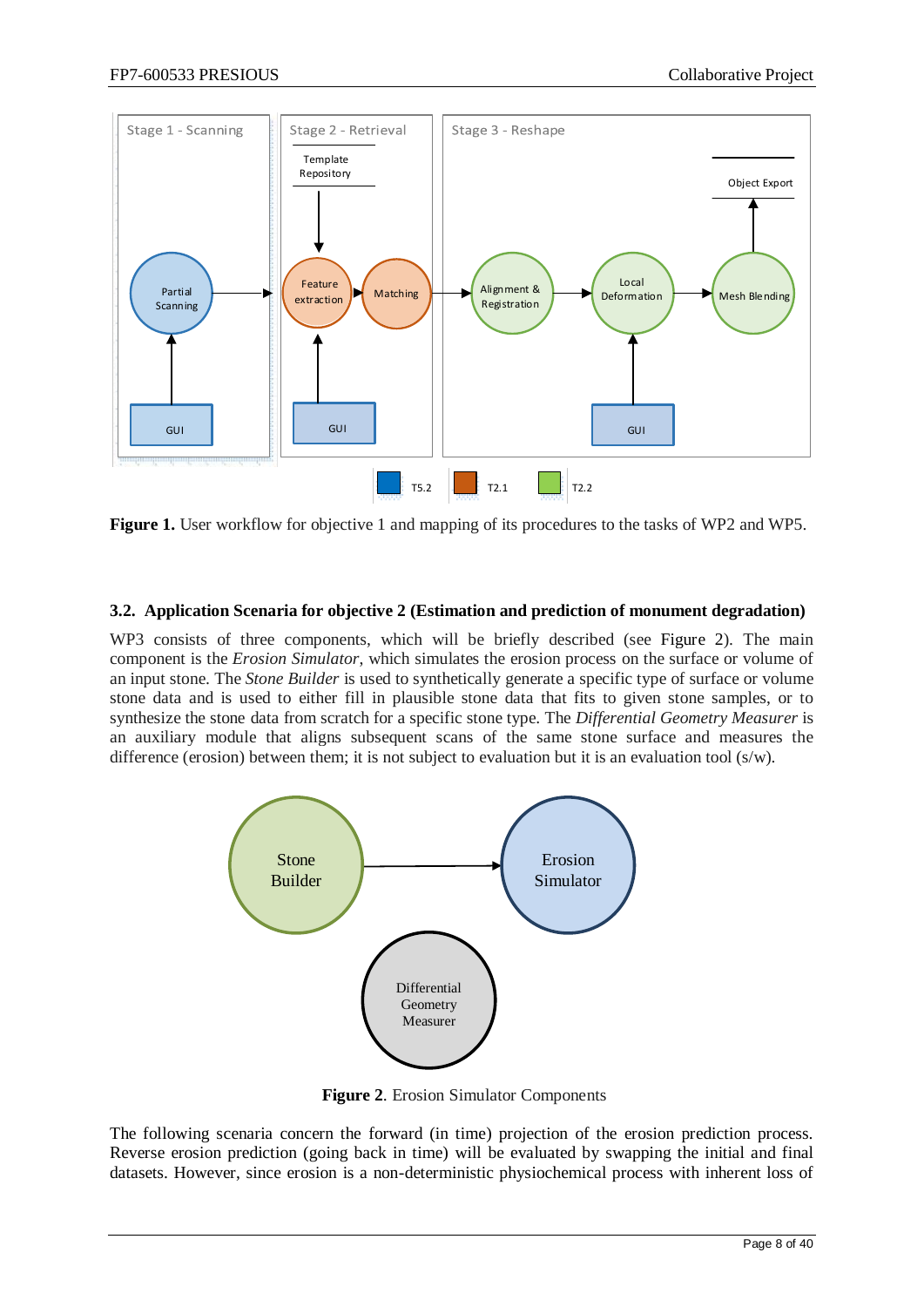**Figure 1.** User workflow for objective 1 and mapping of its procedures to the tasks of WP2 and WP5.

### 3.2. Application Scenaria for objective 2 (Estimation and prediction of monument degradation)

WP3 consists of three components, which will be briefly described (see Figure 2). The main component is the *Erosion Simulator*, which simulates the erosion process on the surface or volume of an input stone. The *Stone Builder* is used to synthetically generate a specific type of surface or volume stone data and is used to either fill in plausible stone data that fits to given stone samples, or to synthesize the stone data from scratch for a specific stone type. The *Differential Geometry Measurer* is an auxiliary module that aligns subsequent scans of the same stone surface and measures the difference (erosion) between them; it is not subject to evaluation but it is an evaluation tool (s/w).

**Figure 2**. Erosion Simulator Components

The following scenaria concern the forward (in time) projection of the erosion prediction process. Reverse erosion prediction (going back in time) will be evaluated by swapping the initial and final datasets. However, since erosion is a non-deterministic physiochemical process with inherent loss of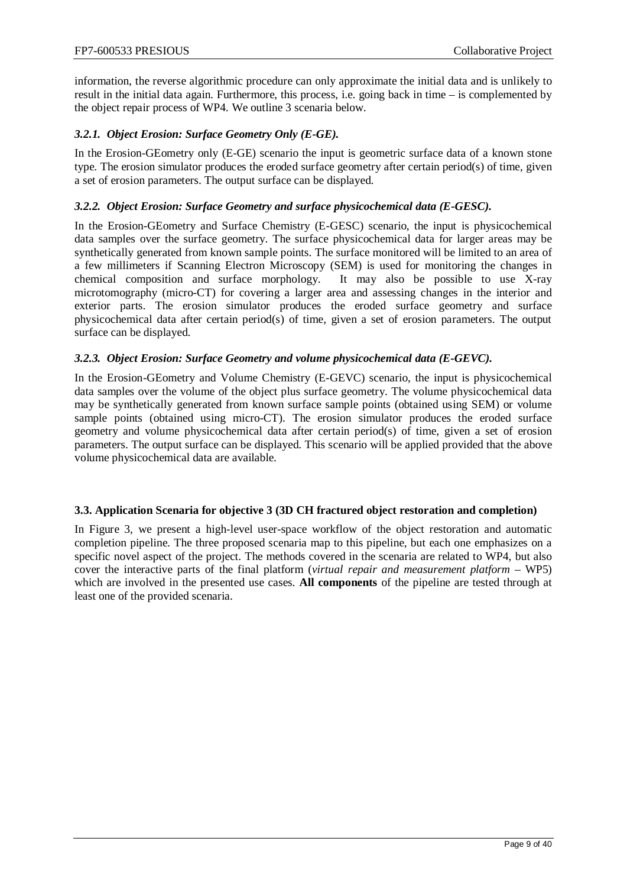information, the reverse algorithmic procedure can only approximate the initial data and is unlikely to result in the initial data again. Furthermore, this process, i.e. going back in time – is complemented by the object repair process of WP4. We outline 3 scenaria below.

### *3.2.1. Object Erosion: Surface Geometry Only (E-GE).*

In the Erosion-GEometry only (E-GE) scenario the input is geometric surface data of a known stone type. The erosion simulator produces the eroded surface geometry after certain period(s) of time, given a set of erosion parameters. The output surface can be displayed.

### *3.2.2. Object Erosion: Surface Geometry and surface physicochemical data (E-GESC).*

In the Erosion-GEometry and Surface Chemistry (E-GESC) scenario, the input is physicochemical data samples over the surface geometry. The surface physicochemical data for larger areas may be synthetically generated from known sample points. The surface monitored will be limited to an area of a few millimeters if Scanning Electron Microscopy (SEM) is used for monitoring the changes in chemical composition and surface morphology. It may also be possible to use X-ray microtomography (micro-CT) for covering a larger area and assessing changes in the interior and exterior parts. The erosion simulator produces the eroded surface geometry and surface physicochemical data after certain period(s) of time, given a set of erosion parameters. The output surface can be displayed.

### *3.2.3. Object Erosion: Surface Geometry and volume physicochemical data (E-GEVC).*

In the Erosion-GEometry and Volume Chemistry (E-GEVC) scenario, the input is physicochemical data samples over the volume of the object plus surface geometry. The volume physicochemical data may be synthetically generated from known surface sample points (obtained using SEM) or volume sample points (obtained using micro-CT). The erosion simulator produces the eroded surface geometry and volume physicochemical data after certain period(s) of time, given a set of erosion parameters. The output surface can be displayed. This scenario will be applied provided that the above volume physicochemical data are available.

## 3.3. Application Scenaria for objective 3 (3D CH fractured object restoration and completion)

In Figure 3, we present a high-level user-space workflow of the object restoration and automatic completion pipeline. The three proposed scenaria map to this pipeline, but each one emphasizes on a specific novel aspect of the project. The methods covered in the scenaria are related to WP4, but also cover the interactive parts of the final platform (*virtual repair and measurement platform* – WP5) which are involved in the presented use cases. **All components** of the pipeline are tested through at least one of the provided scenaria.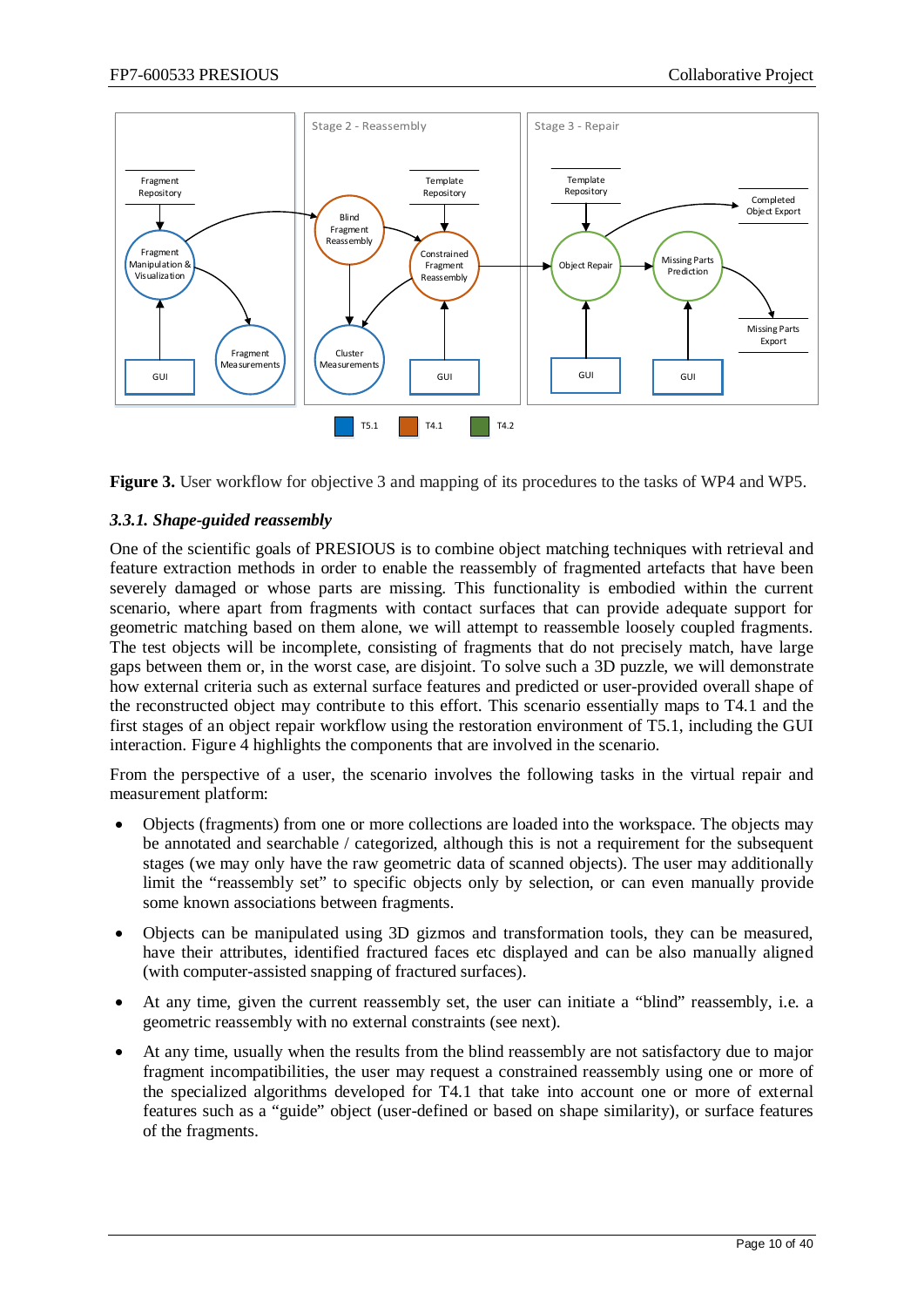**Figure 3.** User workflow for objective 3 and mapping of its procedures to the tasks of WP4 and WP5.

### *3.3.1. Shape-guided reassembly*

One of the scientific goals of PRESIOUS is to combine object matching techniques with retrieval and feature extraction methods in order to enable the reassembly of fragmented artefacts that have been severely damaged or whose parts are missing. This functionality is embodied within the current scenario, where apart from fragments with contact surfaces that can provide adequate support for geometric matching based on them alone, we will attempt to reassemble loosely coupled fragments. The test objects will be incomplete, consisting of fragments that do not precisely match, have large gaps between them or, in the worst case, are disjoint. To solve such a 3D puzzle, we will demonstrate how external criteria such as external surface features and predicted or user-provided overall shape of the reconstructed object may contribute to this effort. This scenario essentially maps to T4.1 and the first stages of an object repair workflow using the restoration environment of T5.1, including the GUI interaction. Figure 4 highlights the components that are involved in the scenario.

From the perspective of a user, the scenario involves the following tasks in the virtual repair and measurement platform:

- Objects (fragments) from one or more collections are loaded into the workspace. The objects may be annotated and searchable / categorized, although this is not a requirement for the subsequent stages (we may only have the raw geometric data of scanned objects). The user may additionally limit the "reassembly set" to specific objects only by selection, or can even manually provide some known associations between fragments.
- Objects can be manipulated using 3D gizmos and transformation tools, they can be measured, have their attributes, identified fractured faces etc displayed and can be also manually aligned (with computer-assisted snapping of fractured surfaces).
- At any time, given the current reassembly set, the user can initiate a "blind" reassembly, i.e. a geometric reassembly with no external constraints (see next).
- At any time, usually when the results from the blind reassembly are not satisfactory due to major fragment incompatibilities, the user may request a constrained reassembly using one or more of the specialized algorithms developed for T4.1 that take into account one or more of external features such as a "guide" object (user-defined or based on shape similarity), or surface features of the fragments.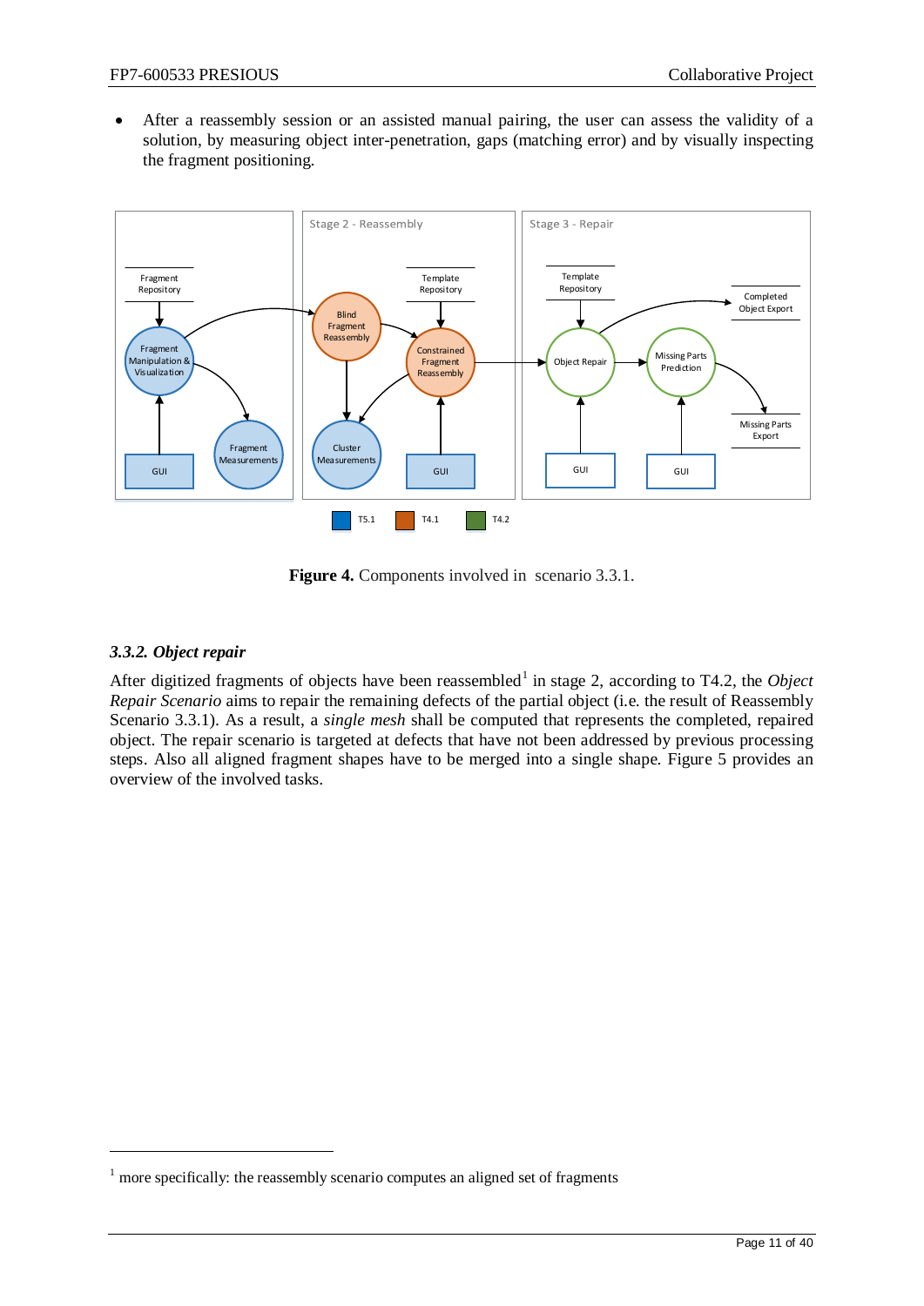- After a reassembly session or an assisted manual pairing, the user can assess the validity of a solution, by measuring object inter-penetration, gaps (matching error) and by visually inspecting the fragment positioning.

**Figure 4.** Components involved in scenario 3.3.1.

### *3.3.2. Object repair*

After digitized fragments of objects have been reassembled[1] in stage 2, according to T4.2, the *Object Repair Scenario* aims to repair the remaining defects of the partial object (i.e. the result of Reassembly Scenario 3.3.1). As a result, a *single mesh* shall be computed that represents the completed, repaired object. The repair scenario is targeted at defects that have not been addressed by previous processing steps. Also all aligned fragment shapes have to be merged into a single shape. Figure 5 provides an overview of the involved tasks.

[1] more specifically: the reassembly scenario computes an aligned set of fragments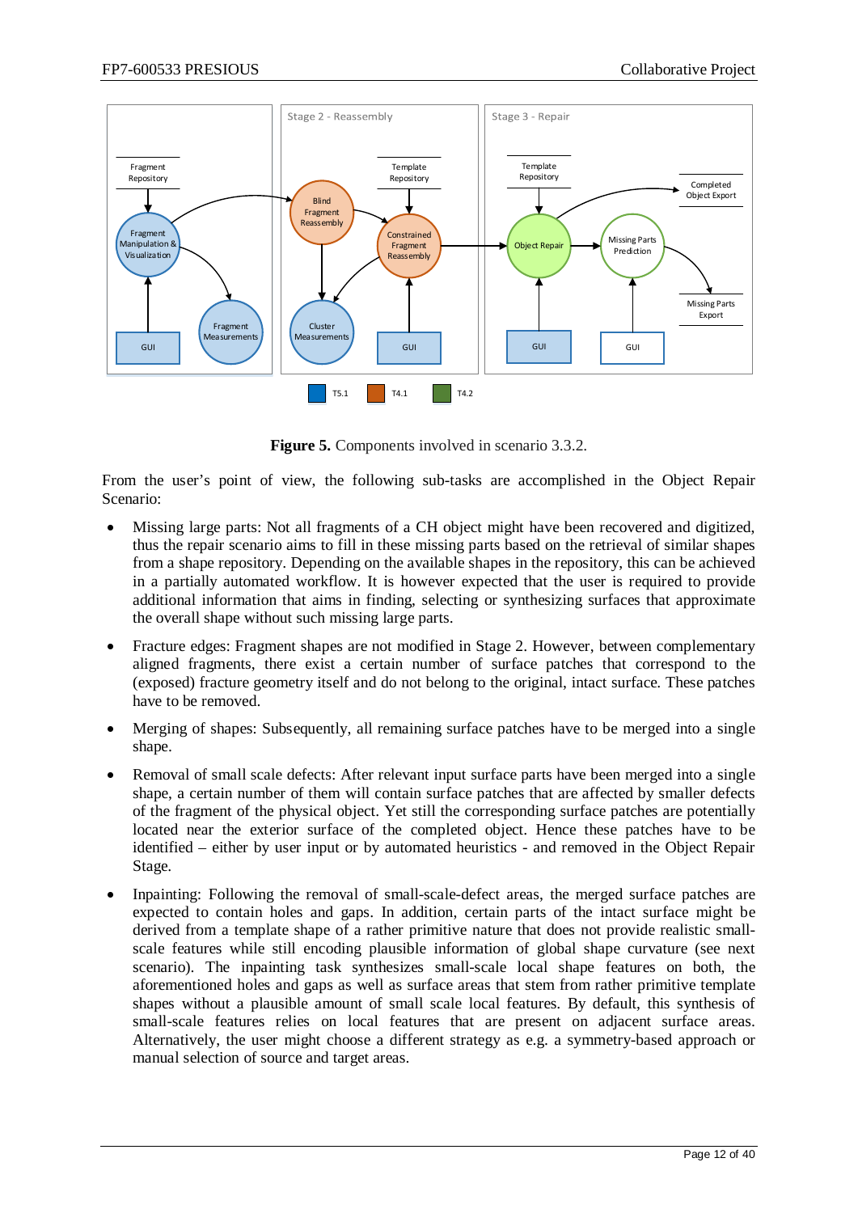**Figure 5.** Components involved in scenario 3.3.2.

From the user's point of view, the following sub-tasks are accomplished in the Object Repair Scenario:

- Missing large parts: Not all fragments of a CH object might have been recovered and digitized, thus the repair scenario aims to fill in these missing parts based on the retrieval of similar shapes from a shape repository. Depending on the available shapes in the repository, this can be achieved in a partially automated workflow. It is however expected that the user is required to provide additional information that aims in finding, selecting or synthesizing surfaces that approximate the overall shape without such missing large parts.

- Fracture edges: Fragment shapes are not modified in Stage 2. However, between complementary aligned fragments, there exist a certain number of surface patches that correspond to the (exposed) fracture geometry itself and do not belong to the original, intact surface. These patches have to be removed.

- Merging of shapes: Subsequently, all remaining surface patches have to be merged into a single shape.

- Removal of small scale defects: After relevant input surface parts have been merged into a single shape, a certain number of them will contain surface patches that are affected by smaller defects of the fragment of the physical object. Yet still the corresponding surface patches are potentially located near the exterior surface of the completed object. Hence these patches have to be identified – either by user input or by automated heuristics - and removed in the Object Repair Stage.

- Inpainting: Following the removal of small-scale-defect areas, the merged surface patches are expected to contain holes and gaps. In addition, certain parts of the intact surface might be derived from a template shape of a rather primitive nature that does not provide realistic small-scale features while still encoding plausible information of global shape curvature (see next scenario). The inpainting task synthesizes small-scale local shape features on both, the aforementioned holes and gaps as well as surface areas that stem from rather primitive template shapes without a plausible amount of small scale local features. By default, this synthesis of small-scale features relies on local features that are present on adjacent surface areas. Alternatively, the user might choose a different strategy as e.g. a symmetry-based approach or manual selection of source and target areas.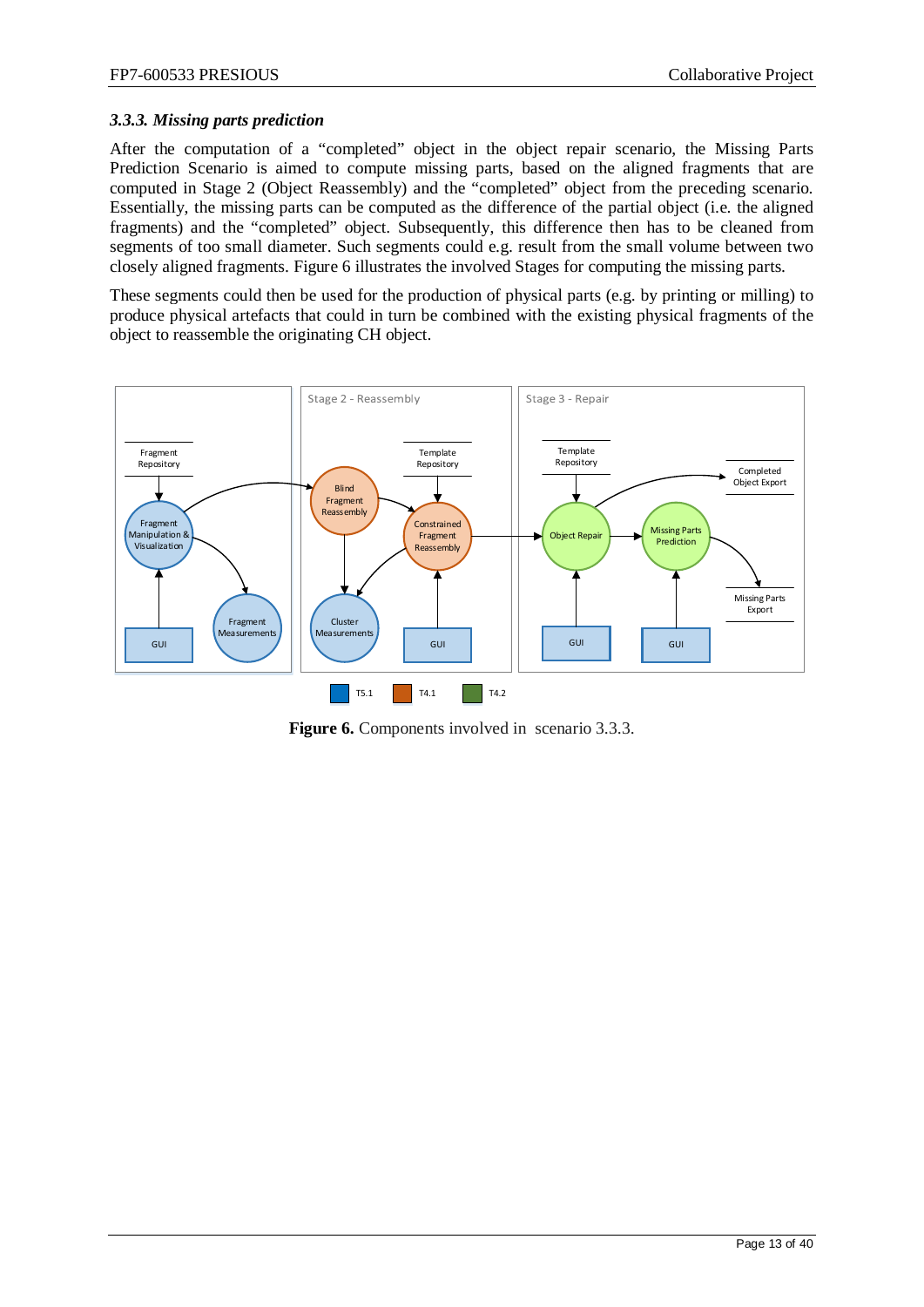### 3.3.3. *Missing parts prediction*

After the computation of a "completed" object in the object repair scenario, the Missing Parts Prediction Scenario is aimed to compute missing parts, based on the aligned fragments that are computed in Stage 2 (Object Reassembly) and the "completed" object from the preceding scenario. Essentially, the missing parts can be computed as the difference of the partial object (i.e. the aligned fragments) and the "completed" object. Subsequently, this difference then has to be cleaned from segments of too small diameter. Such segments could e.g. result from the small volume between two closely aligned fragments. Figure 6 illustrates the involved Stages for computing the missing parts.

These segments could then be used for the production of physical parts (e.g. by printing or milling) to produce physical artefacts that could in turn be combined with the existing physical fragments of the object to reassemble the originating CH object.

**Figure 6.** Components involved in scenario 3.3.3.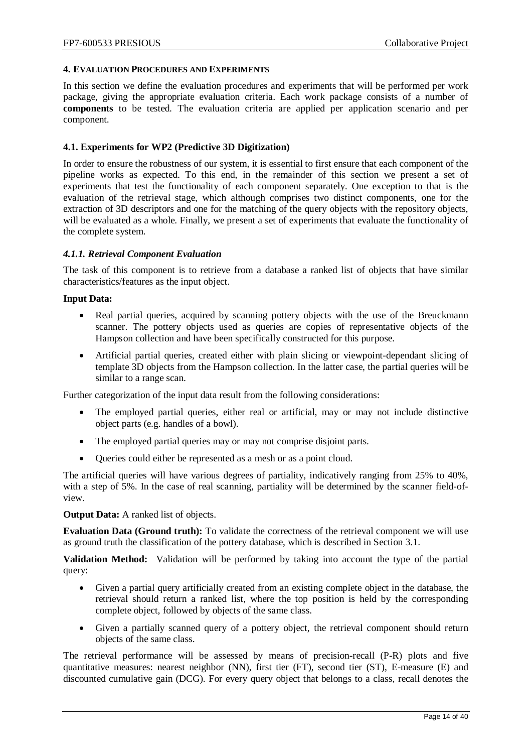## 4. Evaluation Procedures and Experiments

In this section we define the evaluation procedures and experiments that will be performed per work package, giving the appropriate evaluation criteria. Each work package consists of a number of **components** to be tested. The evaluation criteria are applied per application scenario and per component.

### 4.1. Experiments for WP2 (Predictive 3D Digitization)

In order to ensure the robustness of our system, it is essential to first ensure that each component of the pipeline works as expected. To this end, in the remainder of this section we present a set of experiments that test the functionality of each component separately. One exception to that is the evaluation of the retrieval stage, which although comprises two distinct components, one for the extraction of 3D descriptors and one for the matching of the query objects with the repository objects, will be evaluated as a whole. Finally, we present a set of experiments that evaluate the functionality of the complete system.

#### *4.1.1. Retrieval Component Evaluation*

The task of this component is to retrieve from a database a ranked list of objects that have similar characteristics/features as the input object.

**Input Data:**

- Real partial queries, acquired by scanning pottery objects with the use of the Breuckmann scanner. The pottery objects used as queries are copies of representative objects of the Hampson collection and have been specifically constructed for this purpose.
- Artificial partial queries, created either with plain slicing or viewpoint-dependant slicing of template 3D objects from the Hampson collection. In the latter case, the partial queries will be similar to a range scan.

Further categorization of the input data result from the following considerations:

- The employed partial queries, either real or artificial, may or may not include distinctive object parts (e.g. handles of a bowl).
- The employed partial queries may or may not comprise disjoint parts.
- Queries could either be represented as a mesh or as a point cloud.

The artificial queries will have various degrees of partiality, indicatively ranging from 25% to 40%, with a step of 5%. In the case of real scanning, partiality will be determined by the scanner field-of-view.

**Output Data:** A ranked list of objects.

**Evaluation Data (Ground truth):** To validate the correctness of the retrieval component we will use as ground truth the classification of the pottery database, which is described in Section 3.1.

**Validation Method:** Validation will be performed by taking into account the type of the partial query:

- Given a partial query artificially created from an existing complete object in the database, the retrieval should return a ranked list, where the top position is held by the corresponding complete object, followed by objects of the same class.
- Given a partially scanned query of a pottery object, the retrieval component should return objects of the same class.

The retrieval performance will be assessed by means of precision-recall (P-R) plots and five quantitative measures: nearest neighbor (NN), first tier (FT), second tier (ST), E-measure (E) and discounted cumulative gain (DCG). For every query object that belongs to a class, recall denotes the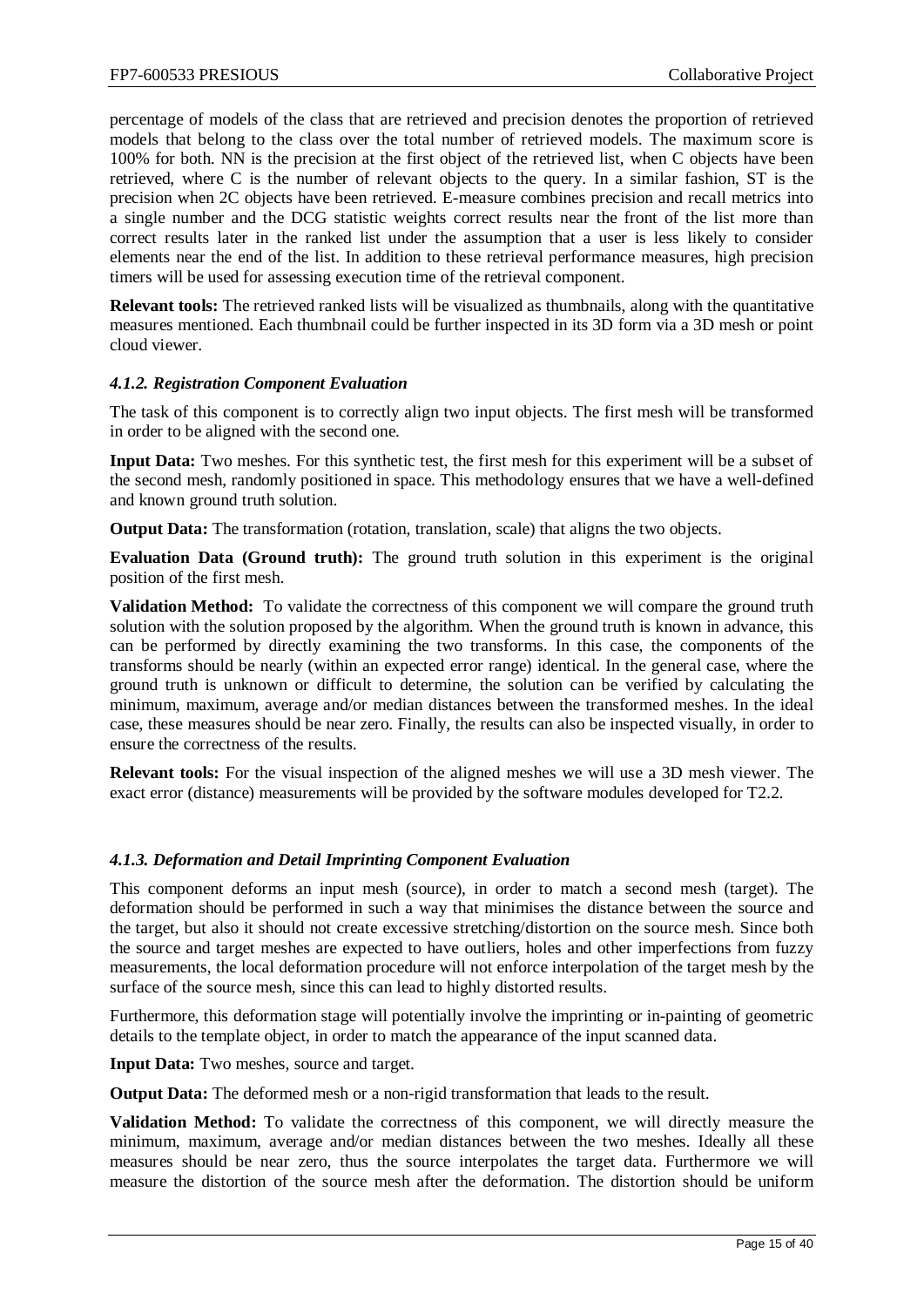percentage of models of the class that are retrieved and precision denotes the proportion of retrieved models that belong to the class over the total number of retrieved models. The maximum score is 100% for both. NN is the precision at the first object of the retrieved list, when C objects have been retrieved, where C is the number of relevant objects to the query. In a similar fashion, ST is the precision when 2C objects have been retrieved. E-measure combines precision and recall metrics into a single number and the DCG statistic weights correct results near the front of the list more than correct results later in the ranked list under the assumption that a user is less likely to consider elements near the end of the list. In addition to these retrieval performance measures, high precision timers will be used for assessing execution time of the retrieval component.

**Relevant tools:** The retrieved ranked lists will be visualized as thumbnails, along with the quantitative measures mentioned. Each thumbnail could be further inspected in its 3D form via a 3D mesh or point cloud viewer.

#### *4.1.2. Registration Component Evaluation*

The task of this component is to correctly align two input objects. The first mesh will be transformed in order to be aligned with the second one.

**Input Data:** Two meshes. For this synthetic test, the first mesh for this experiment will be a subset of the second mesh, randomly positioned in space. This methodology ensures that we have a well-defined and known ground truth solution.

**Output Data:** The transformation (rotation, translation, scale) that aligns the two objects.

**Evaluation Data (Ground truth):** The ground truth solution in this experiment is the original position of the first mesh.

**Validation Method:** To validate the correctness of this component we will compare the ground truth solution with the solution proposed by the algorithm. When the ground truth is known in advance, this can be performed by directly examining the two transforms. In this case, the components of the transforms should be nearly (within an expected error range) identical. In the general case, where the ground truth is unknown or difficult to determine, the solution can be verified by calculating the minimum, maximum, average and/or median distances between the transformed meshes. In the ideal case, these measures should be near zero. Finally, the results can also be inspected visually, in order to ensure the correctness of the results.

**Relevant tools:** For the visual inspection of the aligned meshes we will use a 3D mesh viewer. The exact error (distance) measurements will be provided by the software modules developed for T2.2.

#### *4.1.3. Deformation and Detail Imprinting Component Evaluation*

This component deforms an input mesh (source), in order to match a second mesh (target). The deformation should be performed in such a way that minimises the distance between the source and the target, but also it should not create excessive stretching/distortion on the source mesh. Since both the source and target meshes are expected to have outliers, holes and other imperfections from fuzzy measurements, the local deformation procedure will not enforce interpolation of the target mesh by the surface of the source mesh, since this can lead to highly distorted results.

Furthermore, this deformation stage will potentially involve the imprinting or in-painting of geometric details to the template object, in order to match the appearance of the input scanned data.

**Input Data:** Two meshes, source and target.

**Output Data:** The deformed mesh or a non-rigid transformation that leads to the result.

**Validation Method:** To validate the correctness of this component, we will directly measure the minimum, maximum, average and/or median distances between the two meshes. Ideally all these measures should be near zero, thus the source interpolates the target data. Furthermore we will measure the distortion of the source mesh after the deformation. The distortion should be uniform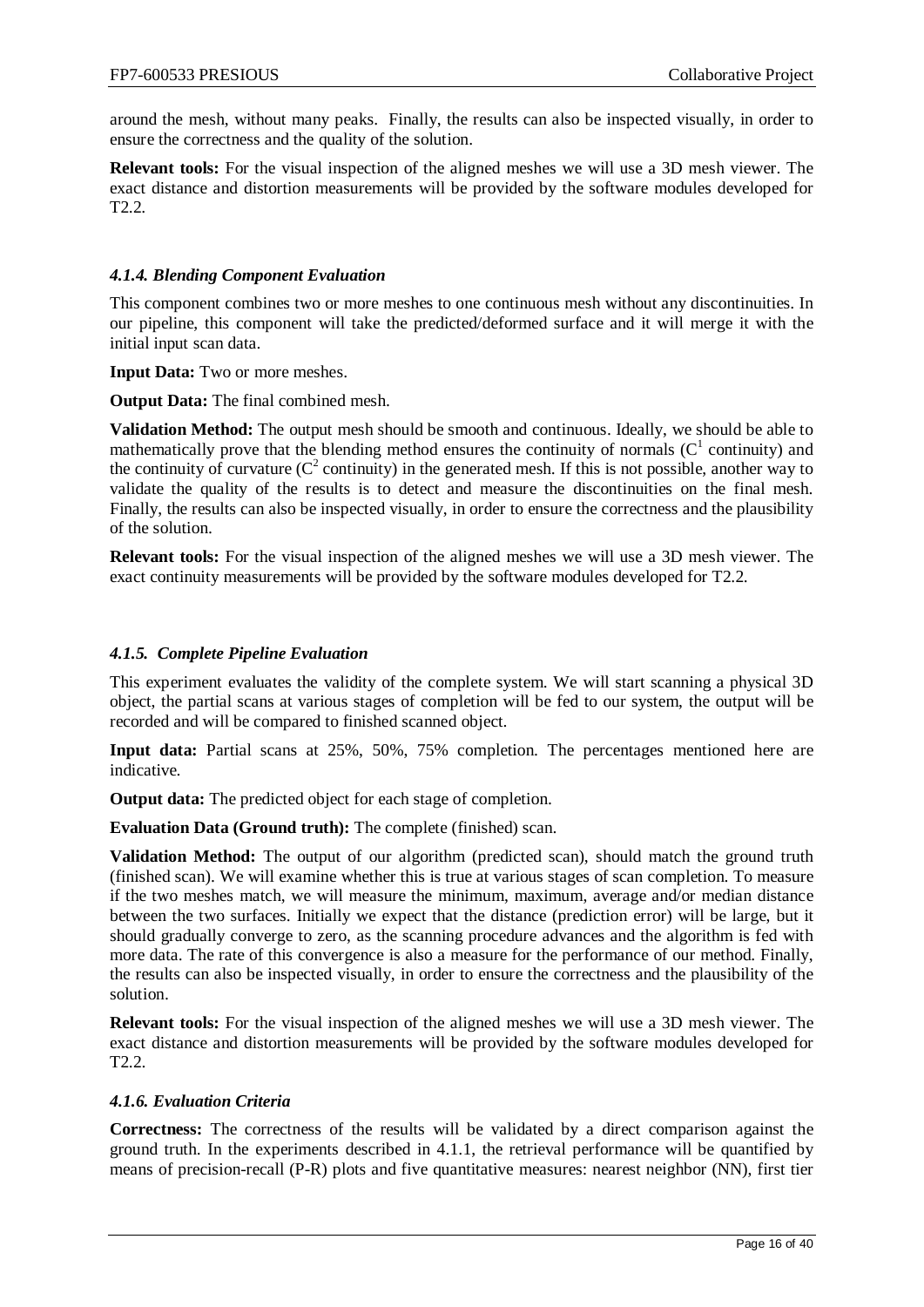around the mesh, without many peaks. Finally, the results can also be inspected visually, in order to ensure the correctness and the quality of the solution.

**Relevant tools:** For the visual inspection of the aligned meshes we will use a 3D mesh viewer. The exact distance and distortion measurements will be provided by the software modules developed for T2.2.

#### *4.1.4. Blending Component Evaluation*

This component combines two or more meshes to one continuous mesh without any discontinuities. In our pipeline, this component will take the predicted/deformed surface and it will merge it with the initial input scan data.

**Input Data:** Two or more meshes.

**Output Data:** The final combined mesh.

**Validation Method:** The output mesh should be smooth and continuous. Ideally, we should be able to mathematically prove that the blending method ensures the continuity of normals ($C^1$ continuity) and the continuity of curvature ($C^2$ continuity) in the generated mesh. If this is not possible, another way to validate the quality of the results is to detect and measure the discontinuities on the final mesh. Finally, the results can also be inspected visually, in order to ensure the correctness and the plausibility of the solution.

**Relevant tools:** For the visual inspection of the aligned meshes we will use a 3D mesh viewer. The exact continuity measurements will be provided by the software modules developed for T2.2.

#### *4.1.5. Complete Pipeline Evaluation*

This experiment evaluates the validity of the complete system. We will start scanning a physical 3D object, the partial scans at various stages of completion will be fed to our system, the output will be recorded and will be compared to finished scanned object.

**Input data:** Partial scans at 25%, 50%, 75% completion. The percentages mentioned here are indicative.

**Output data:** The predicted object for each stage of completion.

**Evaluation Data (Ground truth):** The complete (finished) scan.

**Validation Method:** The output of our algorithm (predicted scan), should match the ground truth (finished scan). We will examine whether this is true at various stages of scan completion. To measure if the two meshes match, we will measure the minimum, maximum, average and/or median distance between the two surfaces. Initially we expect that the distance (prediction error) will be large, but it should gradually converge to zero, as the scanning procedure advances and the algorithm is fed with more data. The rate of this convergence is also a measure for the performance of our method. Finally, the results can also be inspected visually, in order to ensure the correctness and the plausibility of the solution.

**Relevant tools:** For the visual inspection of the aligned meshes we will use a 3D mesh viewer. The exact distance and distortion measurements will be provided by the software modules developed for T2.2.

#### *4.1.6. Evaluation Criteria*

**Correctness:** The correctness of the results will be validated by a direct comparison against the ground truth. In the experiments described in 4.1.1, the retrieval performance will be quantified by means of precision-recall (P-R) plots and five quantitative measures: nearest neighbor (NN), first tier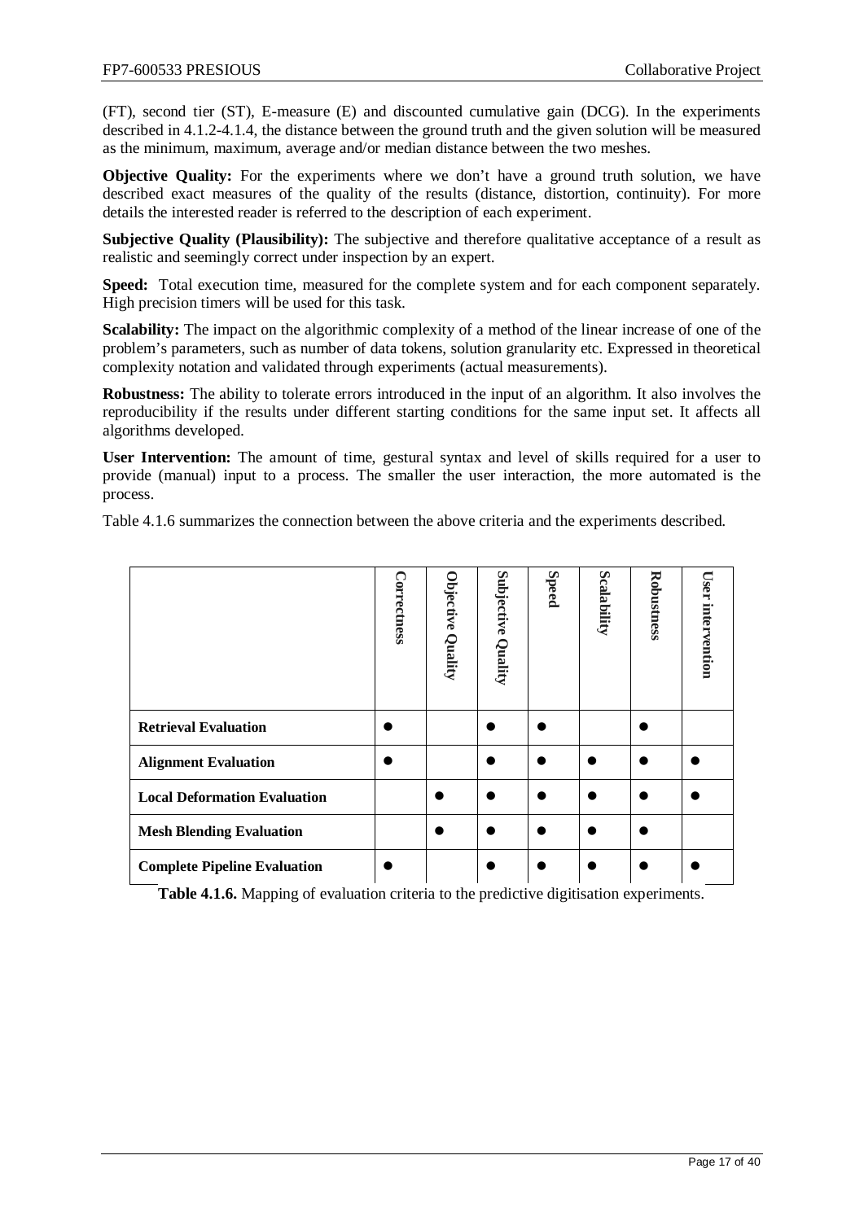(FT), second tier (ST), E-measure (E) and discounted cumulative gain (DCG). In the experiments described in 4.1.2-4.1.4, the distance between the ground truth and the given solution will be measured as the minimum, maximum, average and/or median distance between the two meshes.

**Objective Quality:** For the experiments where we don't have a ground truth solution, we have described exact measures of the quality of the results (distance, distortion, continuity). For more details the interested reader is referred to the description of each experiment.

**Subjective Quality (Plausibility):** The subjective and therefore qualitative acceptance of a result as realistic and seemingly correct under inspection by an expert.

**Speed:** Total execution time, measured for the complete system and for each component separately. High precision timers will be used for this task.

**Scalability:** The impact on the algorithmic complexity of a method of the linear increase of one of the problem's parameters, such as number of data tokens, solution granularity etc. Expressed in theoretical complexity notation and validated through experiments (actual measurements).

**Robustness:** The ability to tolerate errors introduced in the input of an algorithm. It also involves the reproducibility if the results under different starting conditions for the same input set. It affects all algorithms developed.

**User Intervention:** The amount of time, gestural syntax and level of skills required for a user to provide (manual) input to a process. The smaller the user interaction, the more automated is the process.

Table 4.1.6 summarizes the connection between the above criteria and the experiments described.

| | **Correctness** | **Objective Quality** | **Subjective Quality** | **Speed** | **Scalability** | **Robustness** | **User intervention** |
|---|---|---|---|---|---|---|---|
| **Retrieval Evaluation** | ● | | ● | ● | | ● | |
| **Alignment Evaluation** | ● | | ● | ● | ● | ● | ● |
| **Local Deformation Evaluation** | | ● | ● | ● | ● | ● | ● |
| **Mesh Blending Evaluation** | | ● | ● | ● | ● | ● | |
| **Complete Pipeline Evaluation** | ● | | ● | ● | ● | ● | ● |

**Table 4.1.6.** Mapping of evaluation criteria to the predictive digitisation experiments.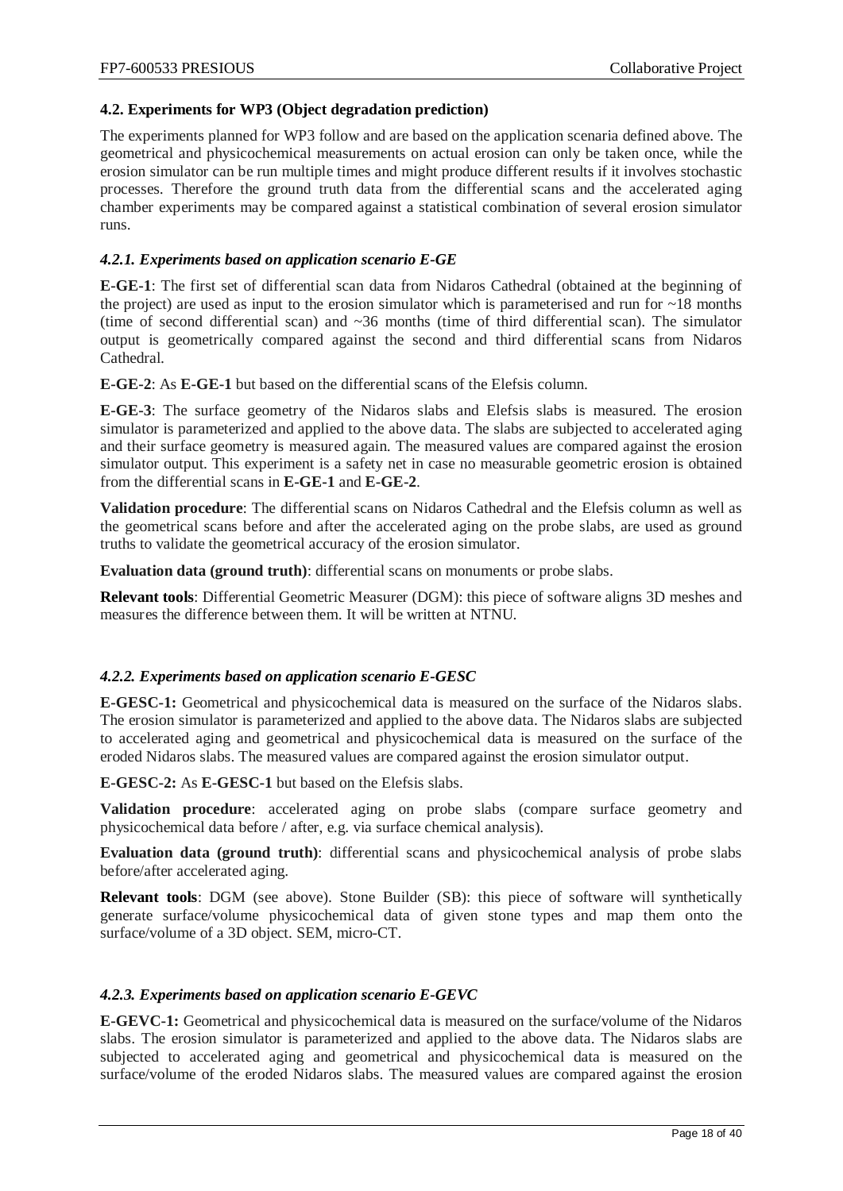### 4.2. Experiments for WP3 (Object degradation prediction)

The experiments planned for WP3 follow and are based on the application scenaria defined above. The geometrical and physicochemical measurements on actual erosion can only be taken once, while the erosion simulator can be run multiple times and might produce different results if it involves stochastic processes. Therefore the ground truth data from the differential scans and the accelerated aging chamber experiments may be compared against a statistical combination of several erosion simulator runs.

#### *4.2.1. Experiments based on application scenario E-GE*

**E-GE-1**: The first set of differential scan data from Nidaros Cathedral (obtained at the beginning of the project) are used as input to the erosion simulator which is parameterised and run for ~18 months (time of second differential scan) and ~36 months (time of third differential scan). The simulator output is geometrically compared against the second and third differential scans from Nidaros Cathedral.

**E-GE-2**: As **E-GE-1** but based on the differential scans of the Elefsis column.

**E-GE-3**: The surface geometry of the Nidaros slabs and Elefsis slabs is measured. The erosion simulator is parameterized and applied to the above data. The slabs are subjected to accelerated aging and their surface geometry is measured again. The measured values are compared against the erosion simulator output. This experiment is a safety net in case no measurable geometric erosion is obtained from the differential scans in **E-GE-1** and **E-GE-2**.

**Validation procedure**: The differential scans on Nidaros Cathedral and the Elefsis column as well as the geometrical scans before and after the accelerated aging on the probe slabs, are used as ground truths to validate the geometrical accuracy of the erosion simulator.

**Evaluation data (ground truth)**: differential scans on monuments or probe slabs.

**Relevant tools**: Differential Geometric Measurer (DGM): this piece of software aligns 3D meshes and measures the difference between them. It will be written at NTNU.

#### *4.2.2. Experiments based on application scenario E-GESC*

**E-GESC-1:** Geometrical and physicochemical data is measured on the surface of the Nidaros slabs. The erosion simulator is parameterized and applied to the above data. The Nidaros slabs are subjected to accelerated aging and geometrical and physicochemical data is measured on the surface of the eroded Nidaros slabs. The measured values are compared against the erosion simulator output.

**E-GESC-2:** As **E-GESC-1** but based on the Elefsis slabs.

**Validation procedure**: accelerated aging on probe slabs (compare surface geometry and physicochemical data before / after, e.g. via surface chemical analysis).

**Evaluation data (ground truth)**: differential scans and physicochemical analysis of probe slabs before/after accelerated aging.

**Relevant tools**: DGM (see above). Stone Builder (SB): this piece of software will synthetically generate surface/volume physicochemical data of given stone types and map them onto the surface/volume of a 3D object. SEM, micro-CT.

#### *4.2.3. Experiments based on application scenario E-GEVC*

**E-GEVC-1:** Geometrical and physicochemical data is measured on the surface/volume of the Nidaros slabs. The erosion simulator is parameterized and applied to the above data. The Nidaros slabs are subjected to accelerated aging and geometrical and physicochemical data is measured on the surface/volume of the eroded Nidaros slabs. The measured values are compared against the erosion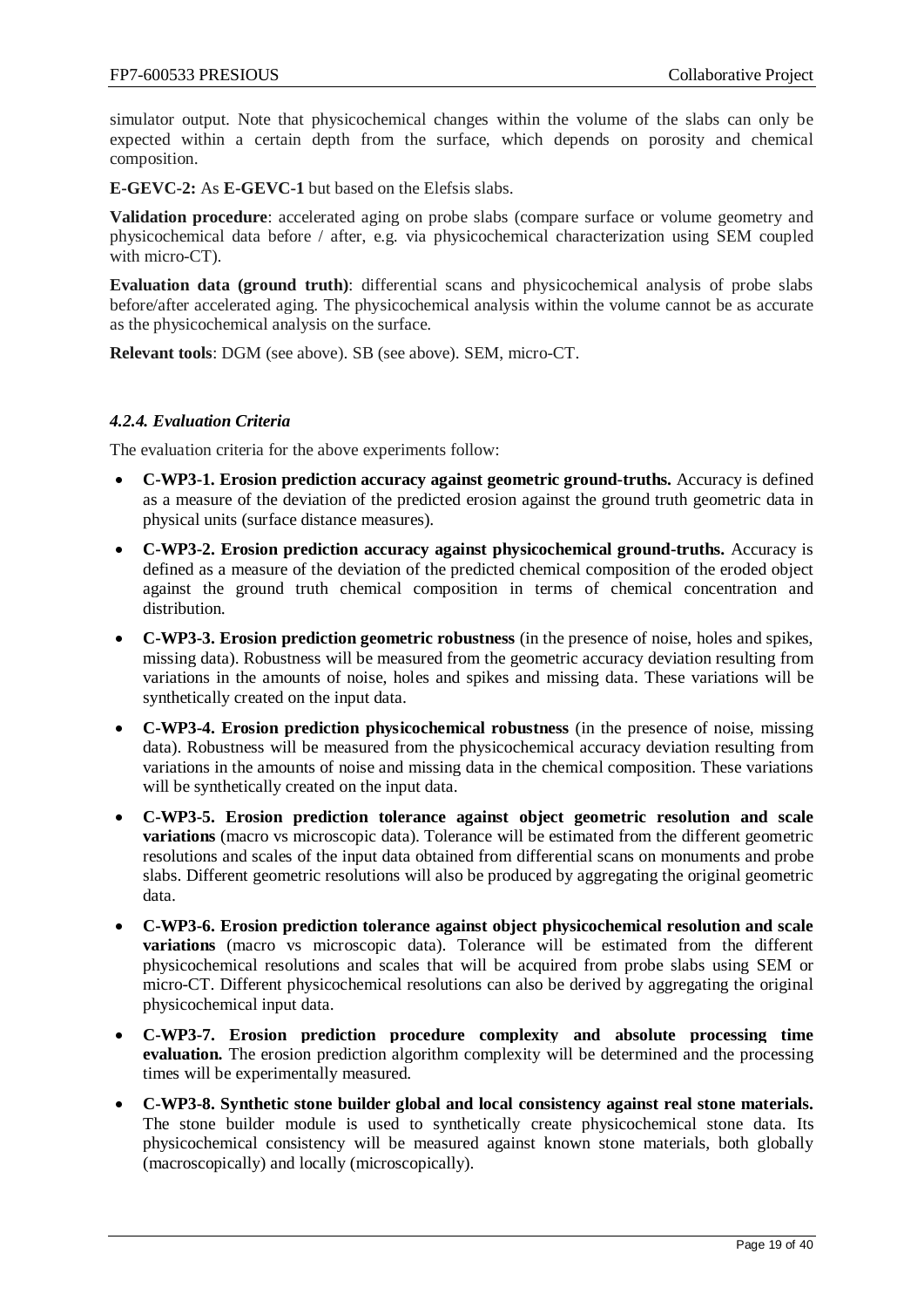simulator output. Note that physicochemical changes within the volume of the slabs can only be expected within a certain depth from the surface, which depends on porosity and chemical composition.

**E-GEVC-2:** As **E-GEVC-1** but based on the Elefsis slabs.

**Validation procedure**: accelerated aging on probe slabs (compare surface or volume geometry and physicochemical data before / after, e.g. via physicochemical characterization using SEM coupled with micro-CT).

**Evaluation data (ground truth)**: differential scans and physicochemical analysis of probe slabs before/after accelerated aging. The physicochemical analysis within the volume cannot be as accurate as the physicochemical analysis on the surface.

**Relevant tools**: DGM (see above). SB (see above). SEM, micro-CT.

### *4.2.4. Evaluation Criteria*

The evaluation criteria for the above experiments follow:

- **C-WP3-1. Erosion prediction accuracy against geometric ground-truths.** Accuracy is defined as a measure of the deviation of the predicted erosion against the ground truth geometric data in physical units (surface distance measures).
- **C-WP3-2. Erosion prediction accuracy against physicochemical ground-truths.** Accuracy is defined as a measure of the deviation of the predicted chemical composition of the eroded object against the ground truth chemical composition in terms of chemical concentration and distribution.
- **C-WP3-3. Erosion prediction geometric robustness** (in the presence of noise, holes and spikes, missing data). Robustness will be measured from the geometric accuracy deviation resulting from variations in the amounts of noise, holes and spikes and missing data. These variations will be synthetically created on the input data.
- **C-WP3-4. Erosion prediction physicochemical robustness** (in the presence of noise, missing data). Robustness will be measured from the physicochemical accuracy deviation resulting from variations in the amounts of noise and missing data in the chemical composition. These variations will be synthetically created on the input data.
- **C-WP3-5. Erosion prediction tolerance against object geometric resolution and scale variations** (macro vs microscopic data). Tolerance will be estimated from the different geometric resolutions and scales of the input data obtained from differential scans on monuments and probe slabs. Different geometric resolutions will also be produced by aggregating the original geometric data.
- **C-WP3-6. Erosion prediction tolerance against object physicochemical resolution and scale variations** (macro vs microscopic data). Tolerance will be estimated from the different physicochemical resolutions and scales that will be acquired from probe slabs using SEM or micro-CT. Different physicochemical resolutions can also be derived by aggregating the original physicochemical input data.
- **C-WP3-7. Erosion prediction procedure complexity and absolute processing time evaluation.** The erosion prediction algorithm complexity will be determined and the processing times will be experimentally measured.
- **C-WP3-8. Synthetic stone builder global and local consistency against real stone materials.** The stone builder module is used to synthetically create physicochemical stone data. Its physicochemical consistency will be measured against known stone materials, both globally (macroscopically) and locally (microscopically).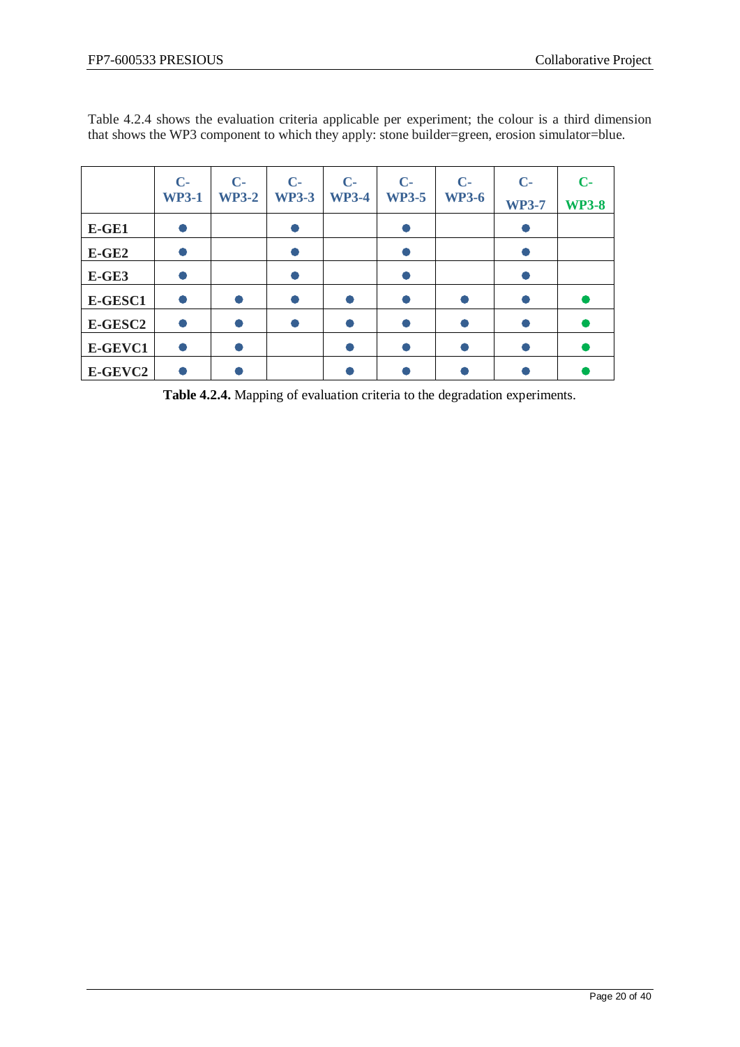Table 4.2.4 shows the evaluation criteria applicable per experiment; the colour is a third dimension that shows the WP3 component to which they apply: stone builder=green, erosion simulator=blue.

| | C-WP3-1 | C-WP3-2 | C-WP3-3 | C-WP3-4 | C-WP3-5 | C-WP3-6 | C-WP3-7 | C-WP3-8 |
|---|---|---|---|---|---|---|---|---|
| **E-GE1** | ● | | ● | | ● | | ● | |
| **E-GE2** | ● | | ● | | ● | | ● | |
| **E-GE3** | ● | | ● | | ● | | ● | |
| **E-GESC1** | ● | ● | ● | ● | ● | ● | ● | ● |
| **E-GESC2** | ● | ● | ● | ● | ● | ● | ● | ● |
| **E-GEVC1** | ● | ● | | ● | ● | ● | ● | ● |
| **E-GEVC2** | ● | ● | | ● | ● | ● | ● | ● |

**Table 4.2.4.** Mapping of evaluation criteria to the degradation experiments.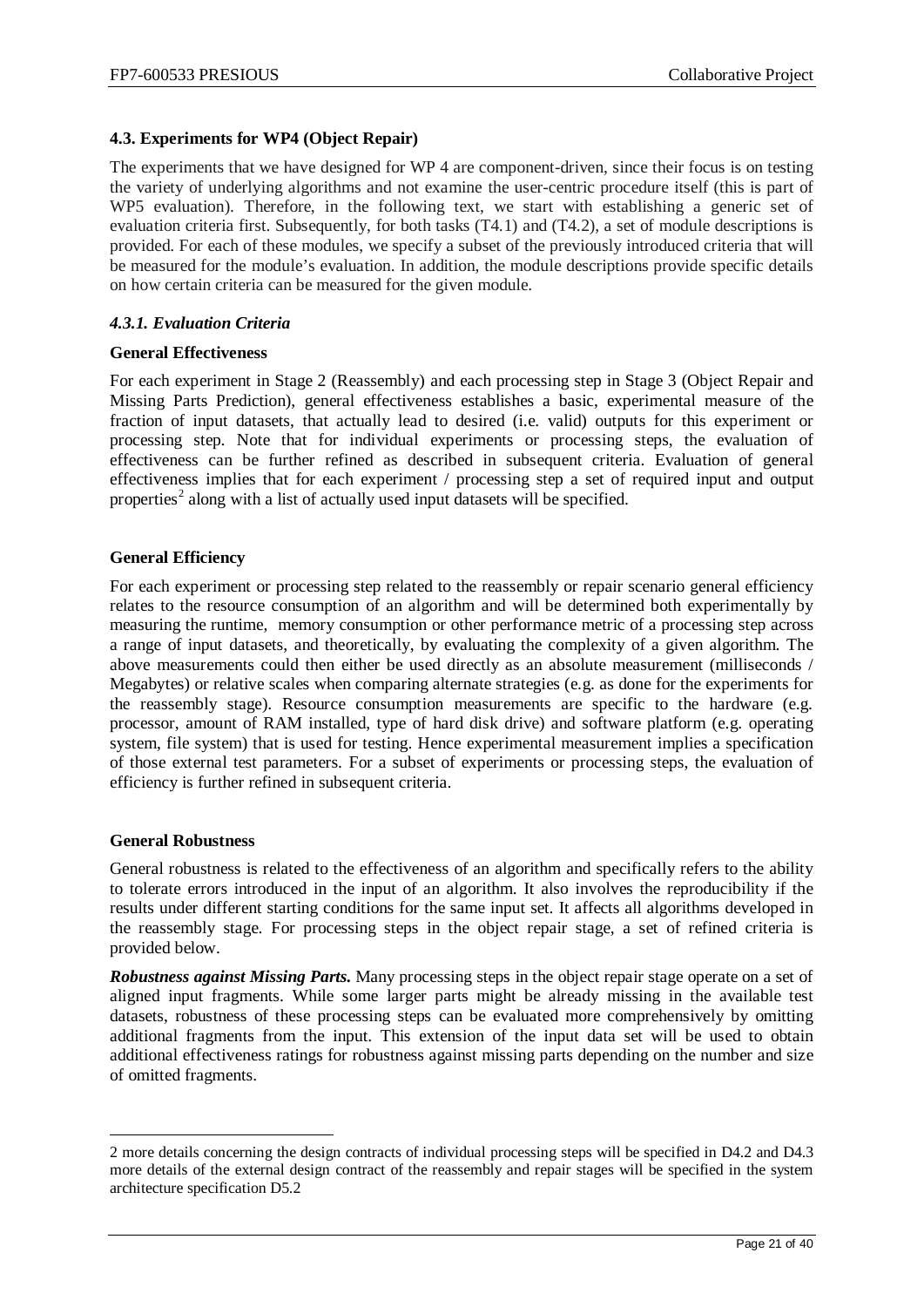## 4.3. Experiments for WP4 (Object Repair)

The experiments that we have designed for WP 4 are component-driven, since their focus is on testing the variety of underlying algorithms and not examine the user-centric procedure itself (this is part of WP5 evaluation). Therefore, in the following text, we start with establishing a generic set of evaluation criteria first. Subsequently, for both tasks (T4.1) and (T4.2), a set of module descriptions is provided. For each of these modules, we specify a subset of the previously introduced criteria that will be measured for the module's evaluation. In addition, the module descriptions provide specific details on how certain criteria can be measured for the given module.

### *4.3.1. Evaluation Criteria*

**General Effectiveness**

For each experiment in Stage 2 (Reassembly) and each processing step in Stage 3 (Object Repair and Missing Parts Prediction), general effectiveness establishes a basic, experimental measure of the fraction of input datasets, that actually lead to desired (i.e. valid) outputs for this experiment or processing step. Note that for individual experiments or processing steps, the evaluation of effectiveness can be further refined as described in subsequent criteria. Evaluation of general effectiveness implies that for each experiment / processing step a set of required input and output properties[2] along with a list of actually used input datasets will be specified.

**General Efficiency**

For each experiment or processing step related to the reassembly or repair scenario general efficiency relates to the resource consumption of an algorithm and will be determined both experimentally by measuring the runtime, memory consumption or other performance metric of a processing step across a range of input datasets, and theoretically, by evaluating the complexity of a given algorithm. The above measurements could then either be used directly as an absolute measurement (milliseconds / Megabytes) or relative scales when comparing alternate strategies (e.g. as done for the experiments for the reassembly stage). Resource consumption measurements are specific to the hardware (e.g. processor, amount of RAM installed, type of hard disk drive) and software platform (e.g. operating system, file system) that is used for testing. Hence experimental measurement implies a specification of those external test parameters. For a subset of experiments or processing steps, the evaluation of efficiency is further refined in subsequent criteria.

**General Robustness**

General robustness is related to the effectiveness of an algorithm and specifically refers to the ability to tolerate errors introduced in the input of an algorithm. It also involves the reproducibility if the results under different starting conditions for the same input set. It affects all algorithms developed in the reassembly stage. For processing steps in the object repair stage, a set of refined criteria is provided below.

***Robustness against Missing Parts.*** Many processing steps in the object repair stage operate on a set of aligned input fragments. While some larger parts might be already missing in the available test datasets, robustness of these processing steps can be evaluated more comprehensively by omitting additional fragments from the input. This extension of the input data set will be used to obtain additional effectiveness ratings for robustness against missing parts depending on the number and size of omitted fragments.

---

2 more details concerning the design contracts of individual processing steps will be specified in D4.2 and D4.3 more details of the external design contract of the reassembly and repair stages will be specified in the system architecture specification D5.2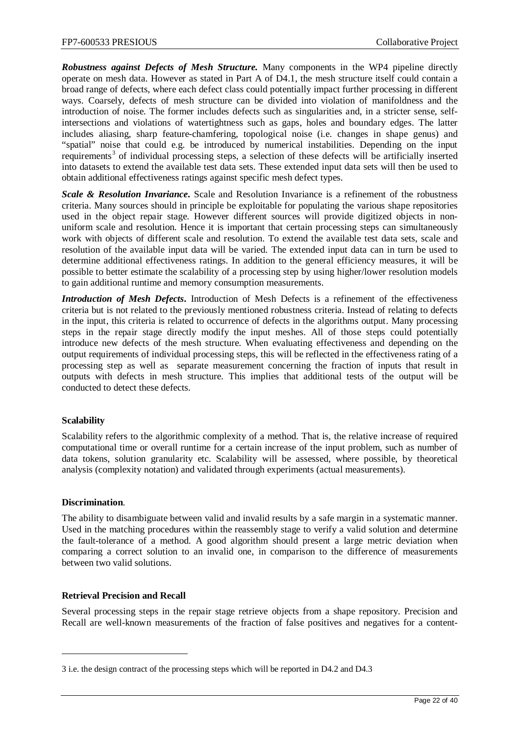***Robustness against Defects of Mesh Structure.*** Many components in the WP4 pipeline directly operate on mesh data. However as stated in Part A of D4.1, the mesh structure itself could contain a broad range of defects, where each defect class could potentially impact further processing in different ways. Coarsely, defects of mesh structure can be divided into violation of manifoldness and the introduction of noise. The former includes defects such as singularities and, in a stricter sense, self-intersections and violations of watertightness such as gaps, holes and boundary edges. The latter includes aliasing, sharp feature-chamfering, topological noise (i.e. changes in shape genus) and "spatial" noise that could e.g. be introduced by numerical instabilities. Depending on the input requirements[3] of individual processing steps, a selection of these defects will be artificially inserted into datasets to extend the available test data sets. These extended input data sets will then be used to obtain additional effectiveness ratings against specific mesh defect types.

***Scale & Resolution Invariance*.** Scale and Resolution Invariance is a refinement of the robustness criteria. Many sources should in principle be exploitable for populating the various shape repositories used in the object repair stage. However different sources will provide digitized objects in non-uniform scale and resolution. Hence it is important that certain processing steps can simultaneously work with objects of different scale and resolution. To extend the available test data sets, scale and resolution of the available input data will be varied. The extended input data can in turn be used to determine additional effectiveness ratings. In addition to the general efficiency measures, it will be possible to better estimate the scalability of a processing step by using higher/lower resolution models to gain additional runtime and memory consumption measurements.

***Introduction of Mesh Defects*.** Introduction of Mesh Defects is a refinement of the effectiveness criteria but is not related to the previously mentioned robustness criteria. Instead of relating to defects in the input, this criteria is related to occurrence of defects in the algorithms output. Many processing steps in the repair stage directly modify the input meshes. All of those steps could potentially introduce new defects of the mesh structure. When evaluating effectiveness and depending on the output requirements of individual processing steps, this will be reflected in the effectiveness rating of a processing step as well as separate measurement concerning the fraction of inputs that result in outputs with defects in mesh structure. This implies that additional tests of the output will be conducted to detect these defects.

**Scalability**

Scalability refers to the algorithmic complexity of a method. That is, the relative increase of required computational time or overall runtime for a certain increase of the input problem, such as number of data tokens, solution granularity etc. Scalability will be assessed, where possible, by theoretical analysis (complexity notation) and validated through experiments (actual measurements).

**Discrimination**.

The ability to disambiguate between valid and invalid results by a safe margin in a systematic manner. Used in the matching procedures within the reassembly stage to verify a valid solution and determine the fault-tolerance of a method. A good algorithm should present a large metric deviation when comparing a correct solution to an invalid one, in comparison to the difference of measurements between two valid solutions.

**Retrieval Precision and Recall**

Several processing steps in the repair stage retrieve objects from a shape repository. Precision and Recall are well-known measurements of the fraction of false positives and negatives for a content-

---

3 i.e. the design contract of the processing steps which will be reported in D4.2 and D4.3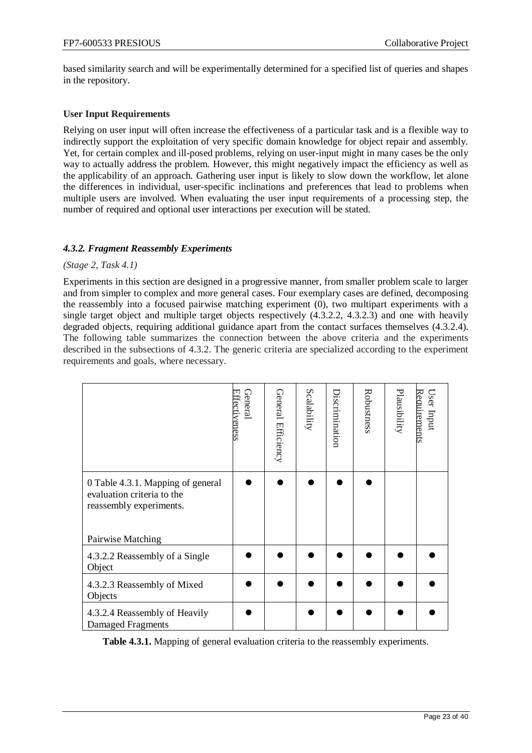based similarity search and will be experimentally determined for a specified list of queries and shapes in the repository.

**User Input Requirements**

Relying on user input will often increase the effectiveness of a particular task and is a flexible way to indirectly support the exploitation of very specific domain knowledge for object repair and assembly. Yet, for certain complex and ill-posed problems, relying on user-input might in many cases be the only way to actually address the problem. However, this might negatively impact the efficiency as well as the applicability of an approach. Gathering user input is likely to slow down the workflow, let alone the differences in individual, user-specific inclinations and preferences that lead to problems when multiple users are involved. When evaluating the user input requirements of a processing step, the number of required and optional user interactions per execution will be stated.

### *4.3.2. Fragment Reassembly Experiments*

*(Stage 2, Task 4.1)*

Experiments in this section are designed in a progressive manner, from smaller problem scale to larger and from simpler to complex and more general cases. Four exemplary cases are defined, decomposing the reassembly into a focused pairwise matching experiment (0), two multipart experiments with a single target object and multiple target objects respectively (4.3.2.2, 4.3.2.3) and one with heavily degraded objects, requiring additional guidance apart from the contact surfaces themselves (4.3.2.4). The following table summarizes the connection between the above criteria and the experiments described in the subsections of 4.3.2. The generic criteria are specialized according to the experiment requirements and goals, where necessary.

| | General Effectiveness | General Efficiency | Scalability | Discrimination | Robustness | Plausibility | User Input Requirements |
|---|---|---|---|---|---|---|---|
| 0 Table 4.3.1. Mapping of general evaluation criteria to the reassembly experiments. Pairwise Matching | ● | ● | ● | ● | ● | | |
| 4.3.2.2 Reassembly of a Single Object | ● | ● | ● | ● | ● | ● | ● |
| 4.3.2.3 Reassembly of Mixed Objects | ● | ● | ● | ● | ● | ● | ● |
| 4.3.2.4 Reassembly of Heavily Damaged Fragments | ● | | ● | ● | ● | ● | ● |

**Table 4.3.1.** Mapping of general evaluation criteria to the reassembly experiments.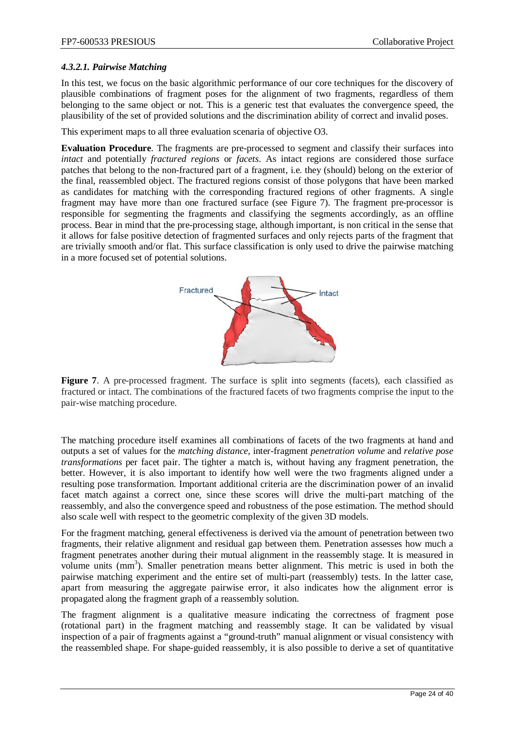#### *4.3.2.1. Pairwise Matching*

In this test, we focus on the basic algorithmic performance of our core techniques for the discovery of plausible combinations of fragment poses for the alignment of two fragments, regardless of them belonging to the same object or not. This is a generic test that evaluates the convergence speed, the plausibility of the set of provided solutions and the discrimination ability of correct and invalid poses.

This experiment maps to all three evaluation scenaria of objective O3.

**Evaluation Procedure**. The fragments are pre-processed to segment and classify their surfaces into *intact* and potentially *fractured regions* or *facets*. As intact regions are considered those surface patches that belong to the non-fractured part of a fragment, i.e. they (should) belong on the exterior of the final, reassembled object. The fractured regions consist of those polygons that have been marked as candidates for matching with the corresponding fractured regions of other fragments. A single fragment may have more than one fractured surface (see Figure 7). The fragment pre-processor is responsible for segmenting the fragments and classifying the segments accordingly, as an offline process. Bear in mind that the pre-processing stage, although important, is non critical in the sense that it allows for false positive detection of fragmented surfaces and only rejects parts of the fragment that are trivially smooth and/or flat. This surface classification is only used to drive the pairwise matching in a more focused set of potential solutions.

**Figure 7**. A pre-processed fragment. The surface is split into segments (facets), each classified as fractured or intact. The combinations of the fractured facets of two fragments comprise the input to the pair-wise matching procedure.

The matching procedure itself examines all combinations of facets of the two fragments at hand and outputs a set of values for the *matching distance*, inter-fragment *penetration volume* and *relative pose transformations* per facet pair. The tighter a match is, without having any fragment penetration, the better. However, it is also important to identify how well were the two fragments aligned under a resulting pose transformation. Important additional criteria are the discrimination power of an invalid facet match against a correct one, since these scores will drive the multi-part matching of the reassembly, and also the convergence speed and robustness of the pose estimation. The method should also scale well with respect to the geometric complexity of the given 3D models.

For the fragment matching, general effectiveness is derived via the amount of penetration between two fragments, their relative alignment and residual gap between them. Penetration assesses how much a fragment penetrates another during their mutual alignment in the reassembly stage. It is measured in volume units ($mm^3$). Smaller penetration means better alignment. This metric is used in both the pairwise matching experiment and the entire set of multi-part (reassembly) tests. In the latter case, apart from measuring the aggregate pairwise error, it also indicates how the alignment error is propagated along the fragment graph of a reassembly solution.

The fragment alignment is a qualitative measure indicating the correctness of fragment pose (rotational part) in the fragment matching and reassembly stage. It can be validated by visual inspection of a pair of fragments against a "ground-truth" manual alignment or visual consistency with the reassembled shape. For shape-guided reassembly, it is also possible to derive a set of quantitative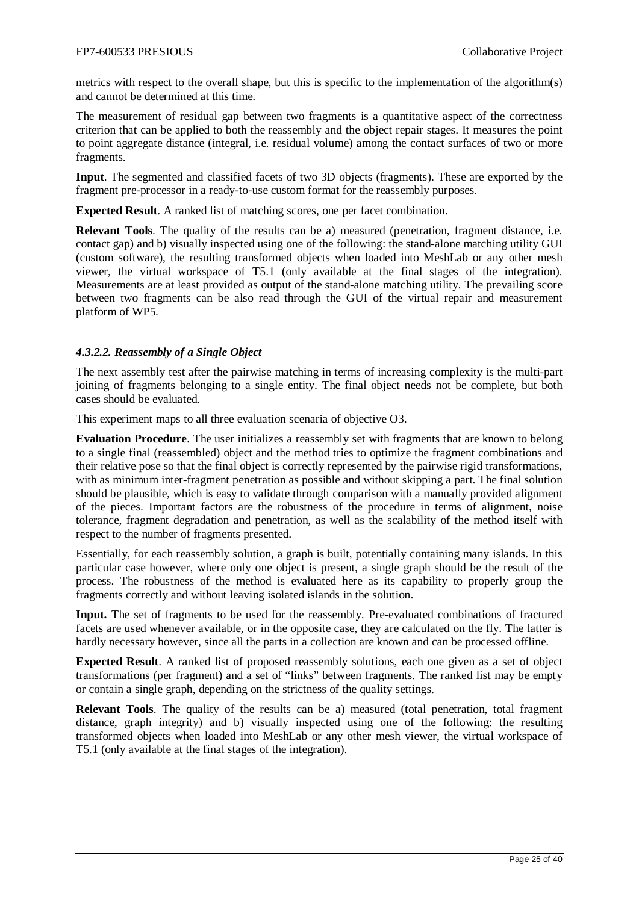metrics with respect to the overall shape, but this is specific to the implementation of the algorithm(s) and cannot be determined at this time.

The measurement of residual gap between two fragments is a quantitative aspect of the correctness criterion that can be applied to both the reassembly and the object repair stages. It measures the point to point aggregate distance (integral, i.e. residual volume) among the contact surfaces of two or more fragments.

**Input**. The segmented and classified facets of two 3D objects (fragments). These are exported by the fragment pre-processor in a ready-to-use custom format for the reassembly purposes.

**Expected Result**. A ranked list of matching scores, one per facet combination.

**Relevant Tools**. The quality of the results can be a) measured (penetration, fragment distance, i.e. contact gap) and b) visually inspected using one of the following: the stand-alone matching utility GUI (custom software), the resulting transformed objects when loaded into MeshLab or any other mesh viewer, the virtual workspace of T5.1 (only available at the final stages of the integration). Measurements are at least provided as output of the stand-alone matching utility. The prevailing score between two fragments can be also read through the GUI of the virtual repair and measurement platform of WP5.

#### *4.3.2.2. Reassembly of a Single Object*

The next assembly test after the pairwise matching in terms of increasing complexity is the multi-part joining of fragments belonging to a single entity. The final object needs not be complete, but both cases should be evaluated.

This experiment maps to all three evaluation scenaria of objective O3.

**Evaluation Procedure**. The user initializes a reassembly set with fragments that are known to belong to a single final (reassembled) object and the method tries to optimize the fragment combinations and their relative pose so that the final object is correctly represented by the pairwise rigid transformations, with as minimum inter-fragment penetration as possible and without skipping a part. The final solution should be plausible, which is easy to validate through comparison with a manually provided alignment of the pieces. Important factors are the robustness of the procedure in terms of alignment, noise tolerance, fragment degradation and penetration, as well as the scalability of the method itself with respect to the number of fragments presented.

Essentially, for each reassembly solution, a graph is built, potentially containing many islands. In this particular case however, where only one object is present, a single graph should be the result of the process. The robustness of the method is evaluated here as its capability to properly group the fragments correctly and without leaving isolated islands in the solution.

**Input.** The set of fragments to be used for the reassembly. Pre-evaluated combinations of fractured facets are used whenever available, or in the opposite case, they are calculated on the fly. The latter is hardly necessary however, since all the parts in a collection are known and can be processed offline.

**Expected Result**. A ranked list of proposed reassembly solutions, each one given as a set of object transformations (per fragment) and a set of "links" between fragments. The ranked list may be empty or contain a single graph, depending on the strictness of the quality settings.

**Relevant Tools**. The quality of the results can be a) measured (total penetration, total fragment distance, graph integrity) and b) visually inspected using one of the following: the resulting transformed objects when loaded into MeshLab or any other mesh viewer, the virtual workspace of T5.1 (only available at the final stages of the integration).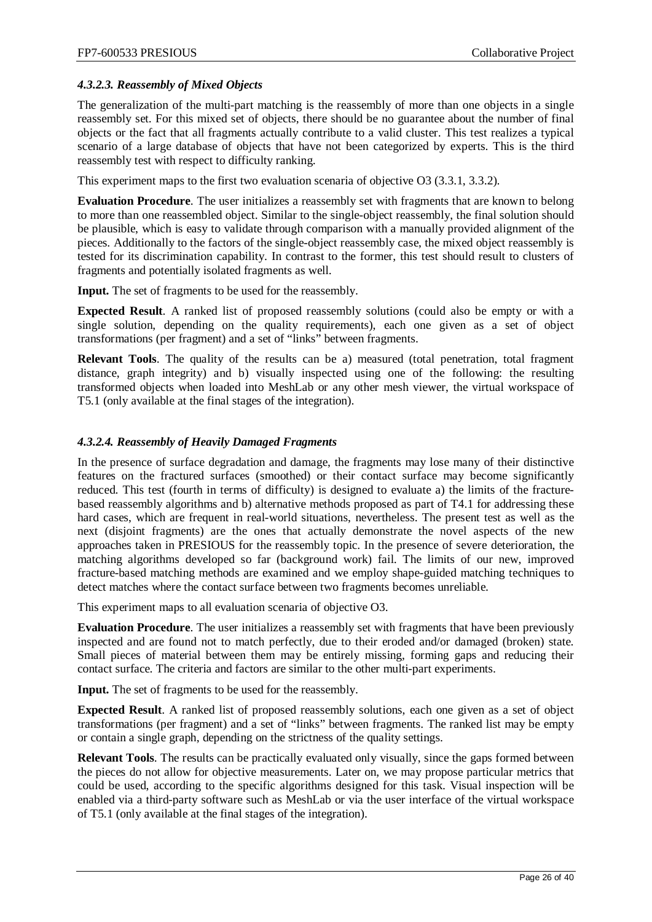#### *4.3.2.3. Reassembly of Mixed Objects*

The generalization of the multi-part matching is the reassembly of more than one objects in a single reassembly set. For this mixed set of objects, there should be no guarantee about the number of final objects or the fact that all fragments actually contribute to a valid cluster. This test realizes a typical scenario of a large database of objects that have not been categorized by experts. This is the third reassembly test with respect to difficulty ranking.

This experiment maps to the first two evaluation scenaria of objective O3 (3.3.1, 3.3.2).

**Evaluation Procedure**. The user initializes a reassembly set with fragments that are known to belong to more than one reassembled object. Similar to the single-object reassembly, the final solution should be plausible, which is easy to validate through comparison with a manually provided alignment of the pieces. Additionally to the factors of the single-object reassembly case, the mixed object reassembly is tested for its discrimination capability. In contrast to the former, this test should result to clusters of fragments and potentially isolated fragments as well.

**Input.** The set of fragments to be used for the reassembly.

**Expected Result**. A ranked list of proposed reassembly solutions (could also be empty or with a single solution, depending on the quality requirements), each one given as a set of object transformations (per fragment) and a set of "links" between fragments.

**Relevant Tools**. The quality of the results can be a) measured (total penetration, total fragment distance, graph integrity) and b) visually inspected using one of the following: the resulting transformed objects when loaded into MeshLab or any other mesh viewer, the virtual workspace of T5.1 (only available at the final stages of the integration).

#### *4.3.2.4. Reassembly of Heavily Damaged Fragments*

In the presence of surface degradation and damage, the fragments may lose many of their distinctive features on the fractured surfaces (smoothed) or their contact surface may become significantly reduced. This test (fourth in terms of difficulty) is designed to evaluate a) the limits of the fracture-based reassembly algorithms and b) alternative methods proposed as part of T4.1 for addressing these hard cases, which are frequent in real-world situations, nevertheless. The present test as well as the next (disjoint fragments) are the ones that actually demonstrate the novel aspects of the new approaches taken in PRESIOUS for the reassembly topic. In the presence of severe deterioration, the matching algorithms developed so far (background work) fail. The limits of our new, improved fracture-based matching methods are examined and we employ shape-guided matching techniques to detect matches where the contact surface between two fragments becomes unreliable.

This experiment maps to all evaluation scenaria of objective O3.

**Evaluation Procedure**. The user initializes a reassembly set with fragments that have been previously inspected and are found not to match perfectly, due to their eroded and/or damaged (broken) state. Small pieces of material between them may be entirely missing, forming gaps and reducing their contact surface. The criteria and factors are similar to the other multi-part experiments.

**Input.** The set of fragments to be used for the reassembly.

**Expected Result**. A ranked list of proposed reassembly solutions, each one given as a set of object transformations (per fragment) and a set of "links" between fragments. The ranked list may be empty or contain a single graph, depending on the strictness of the quality settings.

**Relevant Tools**. The results can be practically evaluated only visually, since the gaps formed between the pieces do not allow for objective measurements. Later on, we may propose particular metrics that could be used, according to the specific algorithms designed for this task. Visual inspection will be enabled via a third-party software such as MeshLab or via the user interface of the virtual workspace of T5.1 (only available at the final stages of the integration).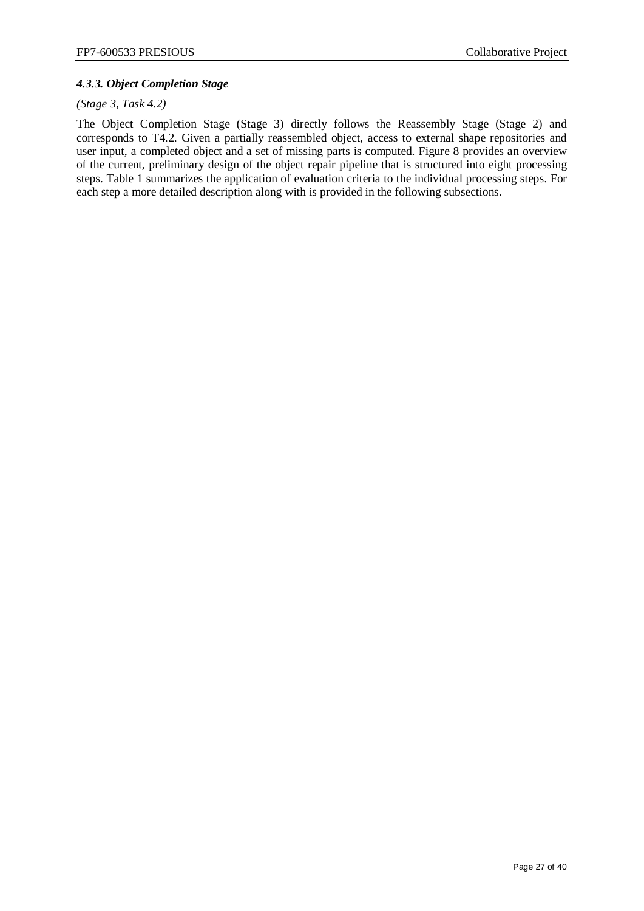### *4.3.3. Object Completion Stage*

*(Stage 3, Task 4.2)*

The Object Completion Stage (Stage 3) directly follows the Reassembly Stage (Stage 2) and corresponds to T4.2. Given a partially reassembled object, access to external shape repositories and user input, a completed object and a set of missing parts is computed. Figure 8 provides an overview of the current, preliminary design of the object repair pipeline that is structured into eight processing steps. Table 1 summarizes the application of evaluation criteria to the individual processing steps. For each step a more detailed description along with is provided in the following subsections.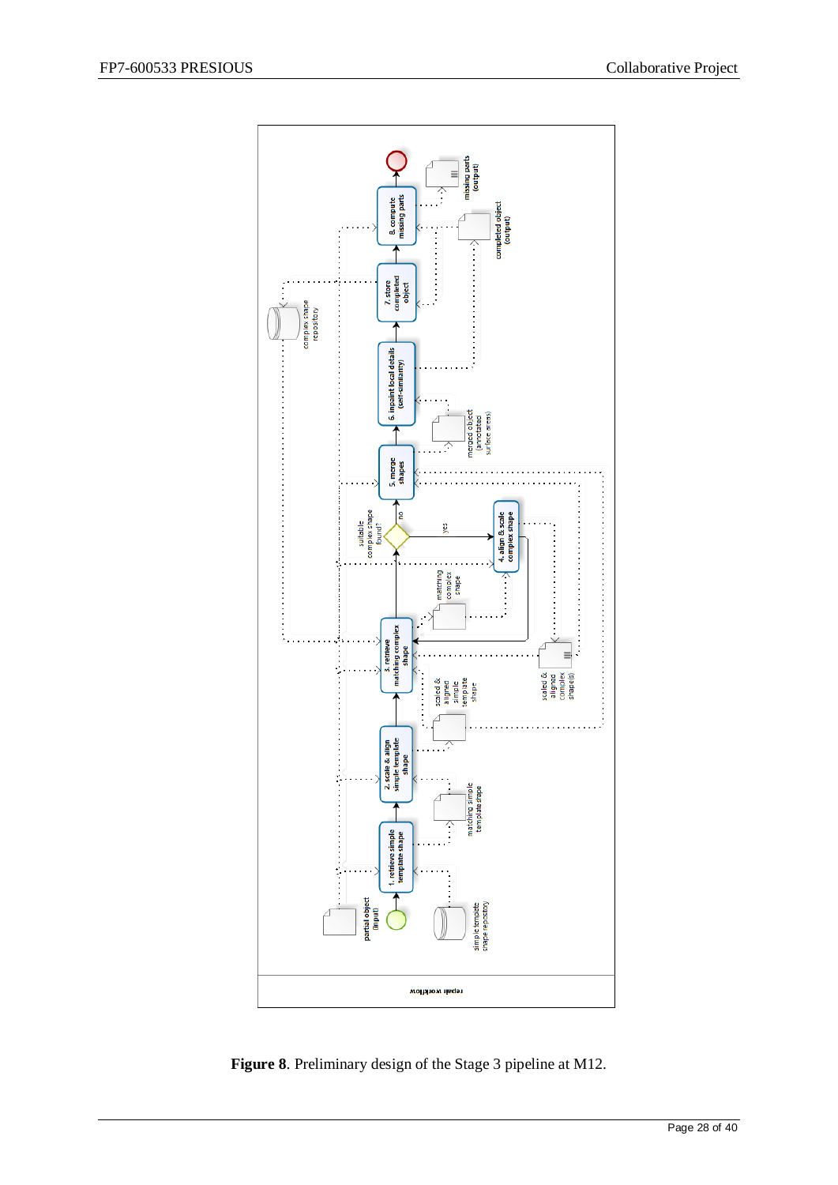**Figure 8**. Preliminary design of the Stage 3 pipeline at M12.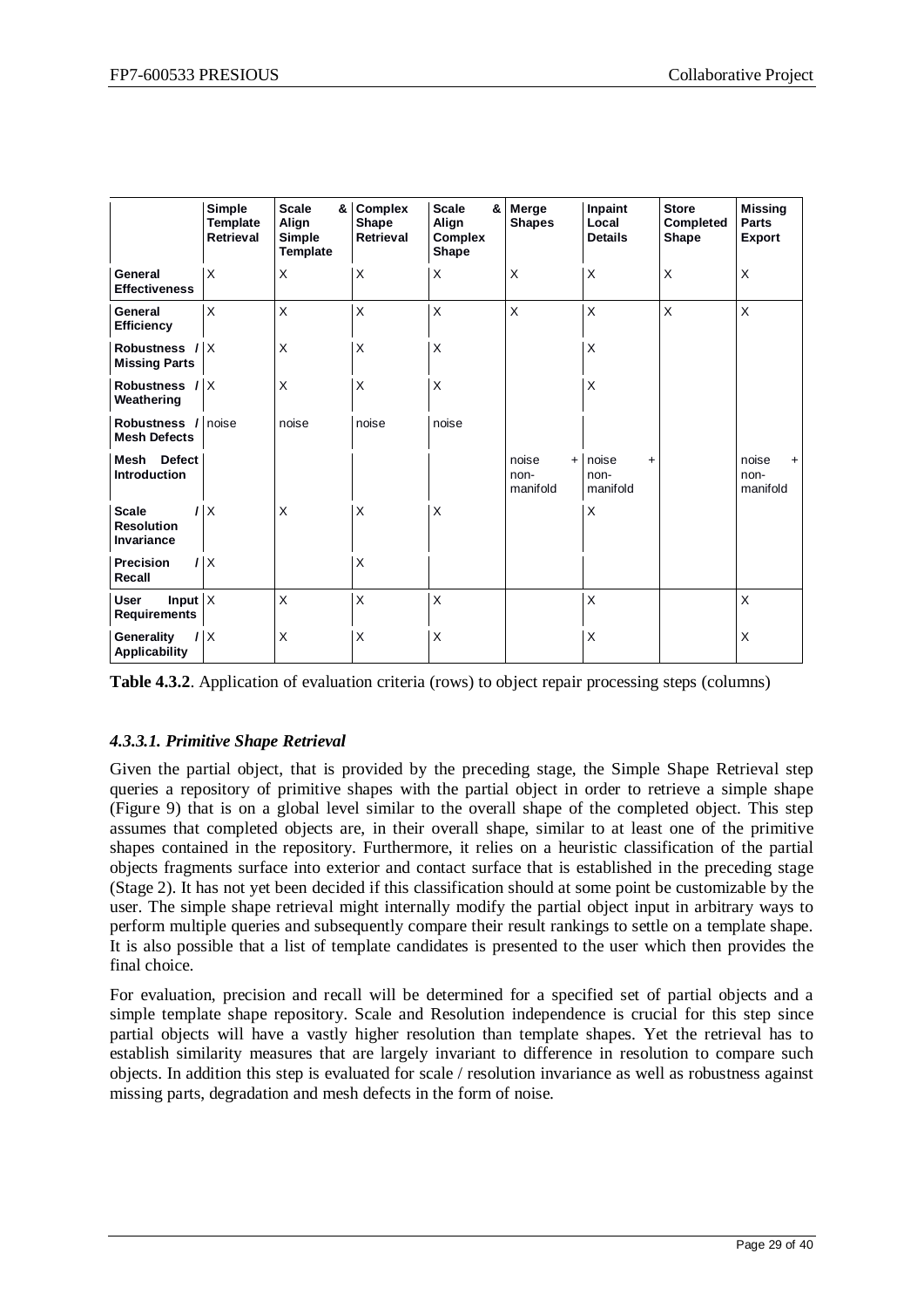| | Simple Template Retrieval | Scale & Align Simple Template | Complex Shape Retrieval | Scale & Align Complex Shape | Merge Shapes | Inpaint Local Details | Store Completed Shape | Missing Parts Export |
|---|---|---|---|---|---|---|---|---|
| **General Effectiveness** | X | X | X | X | X | X | X | X |
| **General Efficiency** | X | X | X | X | X | X | X | X |
| **Robustness / Missing Parts** | X | X | X | X | | X | | |
| **Robustness / Weathering** | X | X | X | X | | X | | |
| **Robustness / Mesh Defects** | noise | noise | noise | noise | | | | |
| **Mesh Defect Introduction** | | | | | noise + non-manifold | noise + non-manifold | | noise + non-manifold |
| **Scale / Resolution Invariance** | X | X | X | X | | X | | |
| **Precision / Recall** | X | | X | | | | | |
| **User Input Requirements** | X | X | X | X | | X | | X |
| **Generality / Applicability** | X | X | X | X | | X | | X |

**Table 4.3.2**. Application of evaluation criteria (rows) to object repair processing steps (columns)

#### *4.3.3.1. Primitive Shape Retrieval*

Given the partial object, that is provided by the preceding stage, the Simple Shape Retrieval step queries a repository of primitive shapes with the partial object in order to retrieve a simple shape (Figure 9) that is on a global level similar to the overall shape of the completed object. This step assumes that completed objects are, in their overall shape, similar to at least one of the primitive shapes contained in the repository. Furthermore, it relies on a heuristic classification of the partial objects fragments surface into exterior and contact surface that is established in the preceding stage (Stage 2). It has not yet been decided if this classification should at some point be customizable by the user. The simple shape retrieval might internally modify the partial object input in arbitrary ways to perform multiple queries and subsequently compare their result rankings to settle on a template shape. It is also possible that a list of template candidates is presented to the user which then provides the final choice.

For evaluation, precision and recall will be determined for a specified set of partial objects and a simple template shape repository. Scale and Resolution independence is crucial for this step since partial objects will have a vastly higher resolution than template shapes. Yet the retrieval has to establish similarity measures that are largely invariant to difference in resolution to compare such objects. In addition this step is evaluated for scale / resolution invariance as well as robustness against missing parts, degradation and mesh defects in the form of noise.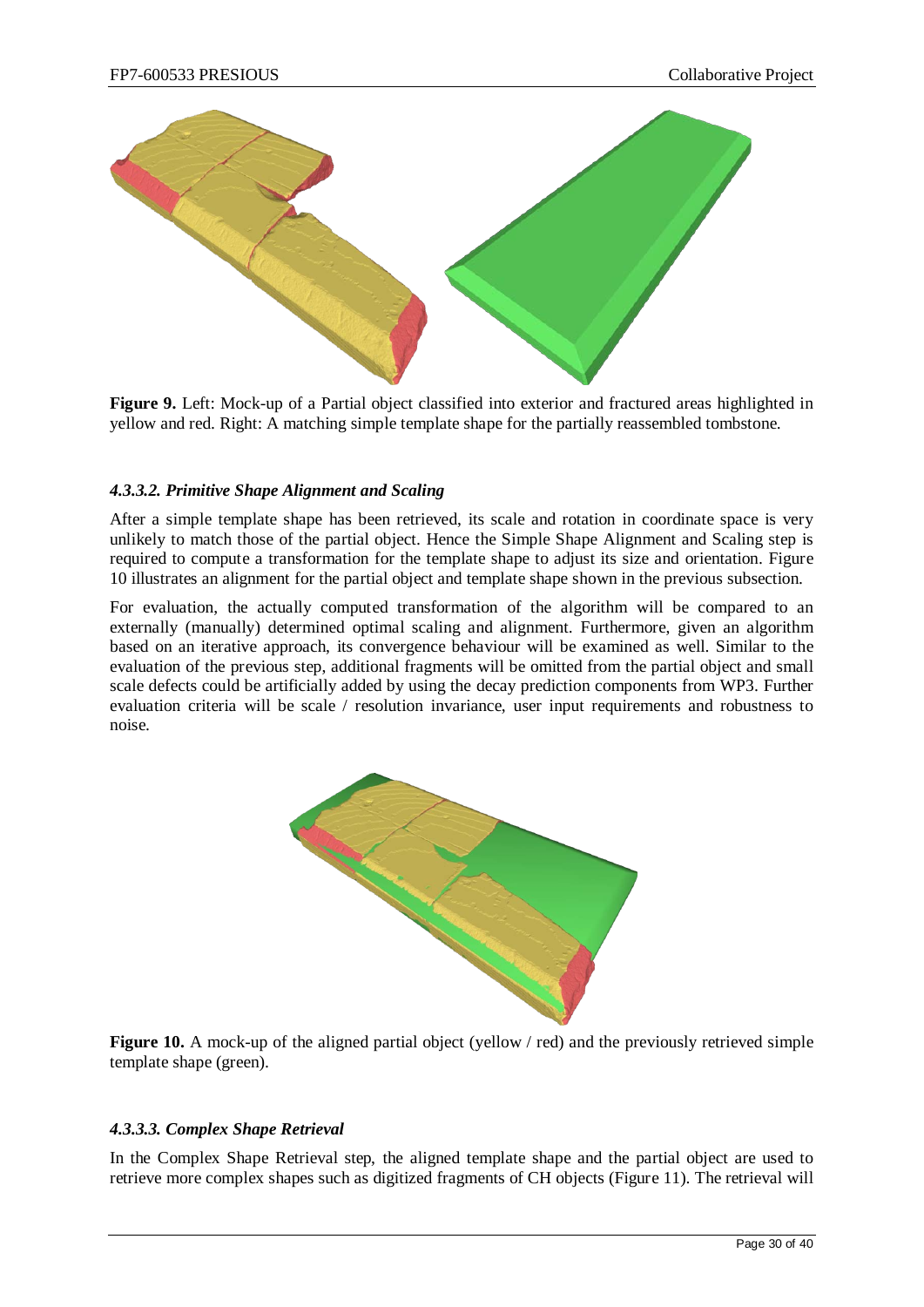**Figure 9.** Left: Mock-up of a Partial object classified into exterior and fractured areas highlighted in yellow and red. Right: A matching simple template shape for the partially reassembled tombstone.

#### *4.3.3.2. Primitive Shape Alignment and Scaling*

After a simple template shape has been retrieved, its scale and rotation in coordinate space is very unlikely to match those of the partial object. Hence the Simple Shape Alignment and Scaling step is required to compute a transformation for the template shape to adjust its size and orientation. Figure 10 illustrates an alignment for the partial object and template shape shown in the previous subsection.

For evaluation, the actually computed transformation of the algorithm will be compared to an externally (manually) determined optimal scaling and alignment. Furthermore, given an algorithm based on an iterative approach, its convergence behaviour will be examined as well. Similar to the evaluation of the previous step, additional fragments will be omitted from the partial object and small scale defects could be artificially added by using the decay prediction components from WP3. Further evaluation criteria will be scale / resolution invariance, user input requirements and robustness to noise.

**Figure 10.** A mock-up of the aligned partial object (yellow / red) and the previously retrieved simple template shape (green).

#### *4.3.3.3. Complex Shape Retrieval*

In the Complex Shape Retrieval step, the aligned template shape and the partial object are used to retrieve more complex shapes such as digitized fragments of CH objects (Figure 11). The retrieval will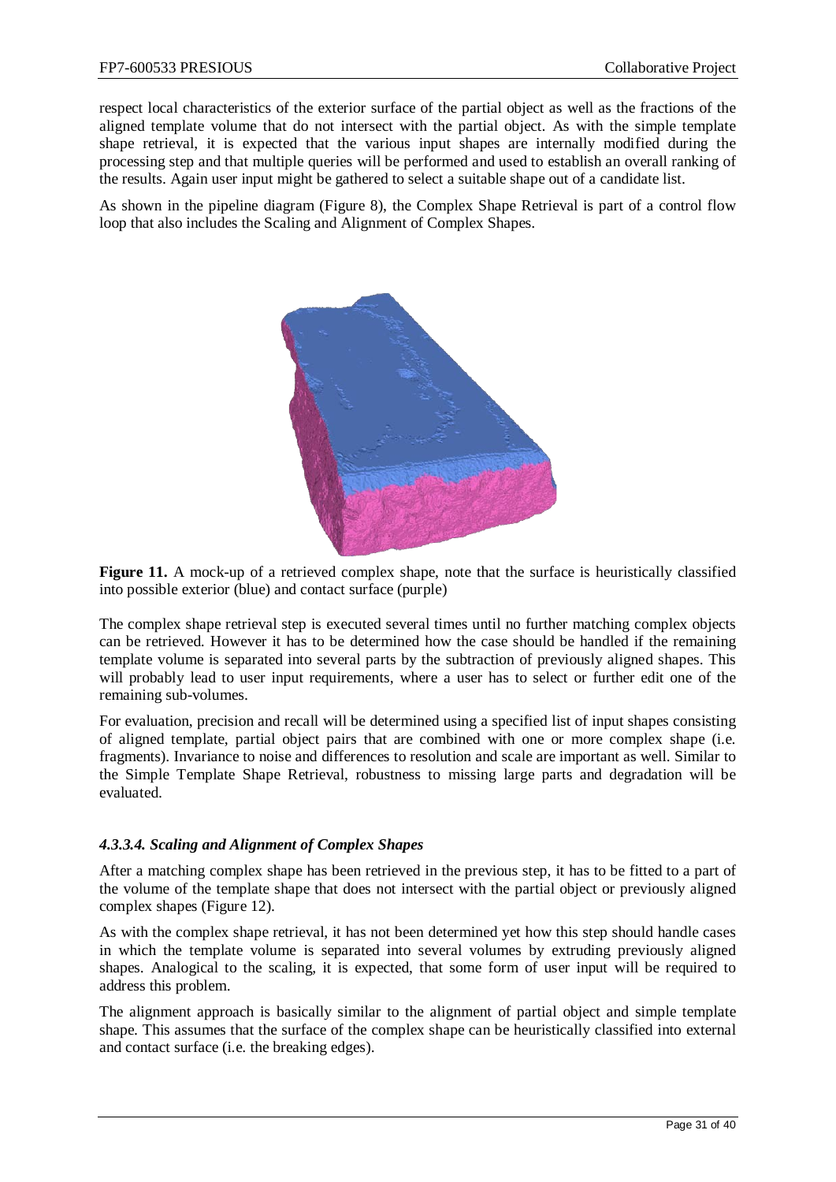respect local characteristics of the exterior surface of the partial object as well as the fractions of the aligned template volume that do not intersect with the partial object. As with the simple template shape retrieval, it is expected that the various input shapes are internally modified during the processing step and that multiple queries will be performed and used to establish an overall ranking of the results. Again user input might be gathered to select a suitable shape out of a candidate list.

As shown in the pipeline diagram (Figure 8), the Complex Shape Retrieval is part of a control flow loop that also includes the Scaling and Alignment of Complex Shapes.

**Figure 11.** A mock-up of a retrieved complex shape, note that the surface is heuristically classified into possible exterior (blue) and contact surface (purple)

The complex shape retrieval step is executed several times until no further matching complex objects can be retrieved. However it has to be determined how the case should be handled if the remaining template volume is separated into several parts by the subtraction of previously aligned shapes. This will probably lead to user input requirements, where a user has to select or further edit one of the remaining sub-volumes.

For evaluation, precision and recall will be determined using a specified list of input shapes consisting of aligned template, partial object pairs that are combined with one or more complex shape (i.e. fragments). Invariance to noise and differences to resolution and scale are important as well. Similar to the Simple Template Shape Retrieval, robustness to missing large parts and degradation will be evaluated.

#### *4.3.3.4. Scaling and Alignment of Complex Shapes*

After a matching complex shape has been retrieved in the previous step, it has to be fitted to a part of the volume of the template shape that does not intersect with the partial object or previously aligned complex shapes (Figure 12).

As with the complex shape retrieval, it has not been determined yet how this step should handle cases in which the template volume is separated into several volumes by extruding previously aligned shapes. Analogical to the scaling, it is expected, that some form of user input will be required to address this problem.

The alignment approach is basically similar to the alignment of partial object and simple template shape. This assumes that the surface of the complex shape can be heuristically classified into external and contact surface (i.e. the breaking edges).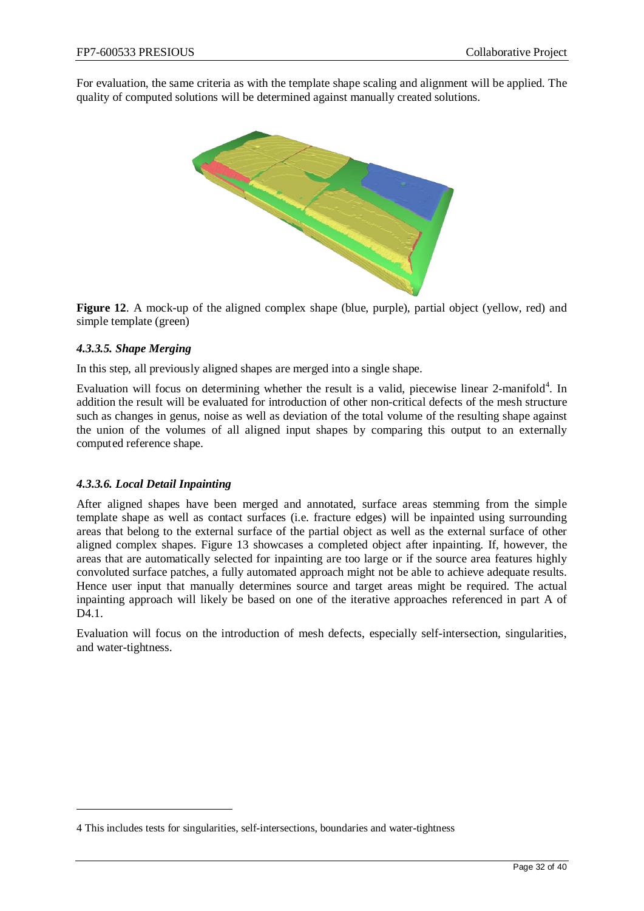For evaluation, the same criteria as with the template shape scaling and alignment will be applied. The quality of computed solutions will be determined against manually created solutions.

**Figure 12**. A mock-up of the aligned complex shape (blue, purple), partial object (yellow, red) and simple template (green)

#### *4.3.3.5. Shape Merging*

In this step, all previously aligned shapes are merged into a single shape.

Evaluation will focus on determining whether the result is a valid, piecewise linear 2-manifold[4]. In addition the result will be evaluated for introduction of other non-critical defects of the mesh structure such as changes in genus, noise as well as deviation of the total volume of the resulting shape against the union of the volumes of all aligned input shapes by comparing this output to an externally computed reference shape.

#### *4.3.3.6. Local Detail Inpainting*

After aligned shapes have been merged and annotated, surface areas stemming from the simple template shape as well as contact surfaces (i.e. fracture edges) will be inpainted using surrounding areas that belong to the external surface of the partial object as well as the external surface of other aligned complex shapes. Figure 13 showcases a completed object after inpainting. If, however, the areas that are automatically selected for inpainting are too large or if the source area features highly convoluted surface patches, a fully automated approach might not be able to achieve adequate results. Hence user input that manually determines source and target areas might be required. The actual inpainting approach will likely be based on one of the iterative approaches referenced in part A of D4.1.

Evaluation will focus on the introduction of mesh defects, especially self-intersection, singularities, and water-tightness.

---

4 This includes tests for singularities, self-intersections, boundaries and water-tightness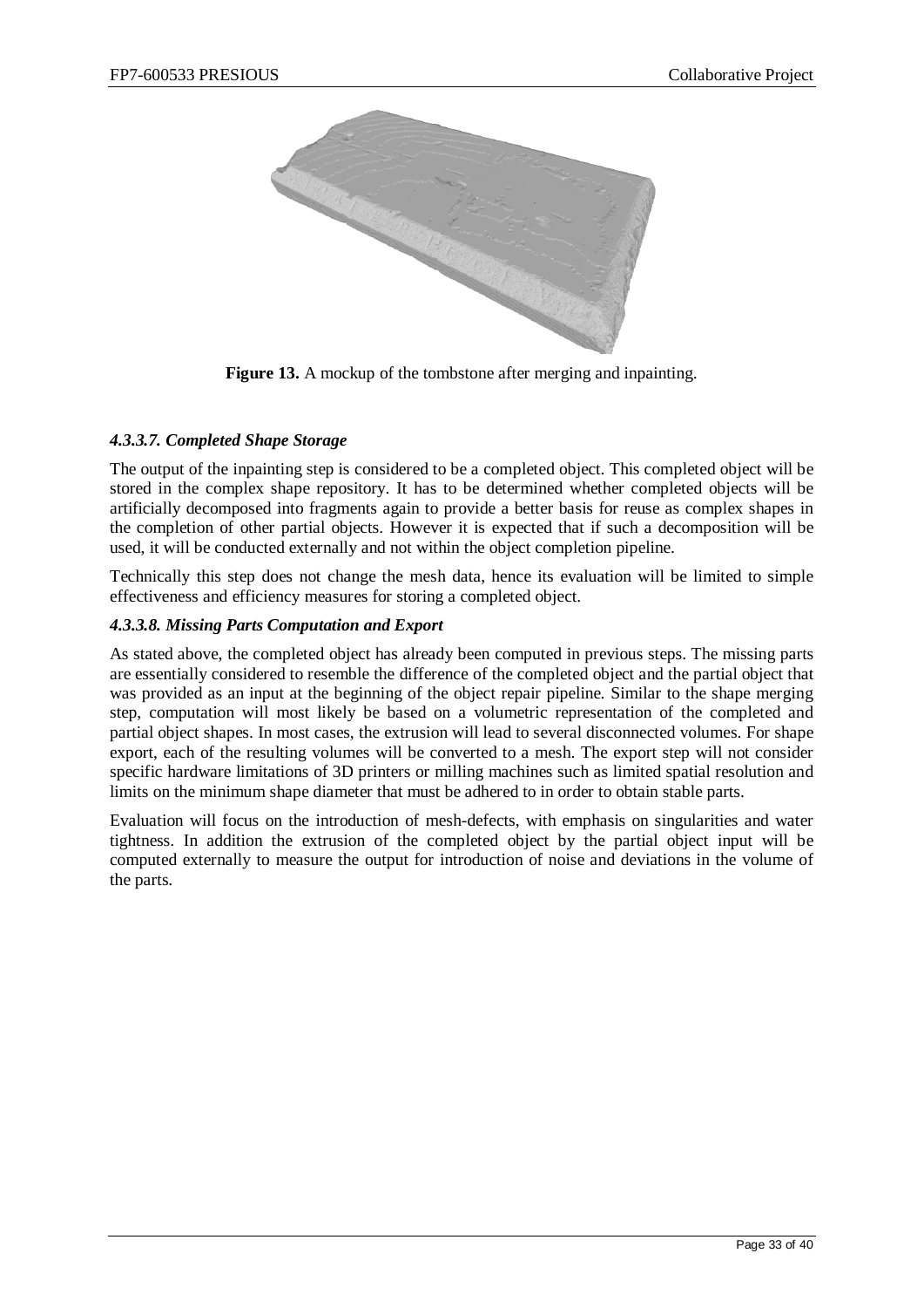**Figure 13.** A mockup of the tombstone after merging and inpainting.

#### *4.3.3.7. Completed Shape Storage*

The output of the inpainting step is considered to be a completed object. This completed object will be stored in the complex shape repository. It has to be determined whether completed objects will be artificially decomposed into fragments again to provide a better basis for reuse as complex shapes in the completion of other partial objects. However it is expected that if such a decomposition will be used, it will be conducted externally and not within the object completion pipeline.

Technically this step does not change the mesh data, hence its evaluation will be limited to simple effectiveness and efficiency measures for storing a completed object.

#### *4.3.3.8. Missing Parts Computation and Export*

As stated above, the completed object has already been computed in previous steps. The missing parts are essentially considered to resemble the difference of the completed object and the partial object that was provided as an input at the beginning of the object repair pipeline. Similar to the shape merging step, computation will most likely be based on a volumetric representation of the completed and partial object shapes. In most cases, the extrusion will lead to several disconnected volumes. For shape export, each of the resulting volumes will be converted to a mesh. The export step will not consider specific hardware limitations of 3D printers or milling machines such as limited spatial resolution and limits on the minimum shape diameter that must be adhered to in order to obtain stable parts.

Evaluation will focus on the introduction of mesh-defects, with emphasis on singularities and water tightness. In addition the extrusion of the completed object by the partial object input will be computed externally to measure the output for introduction of noise and deviations in the volume of the parts.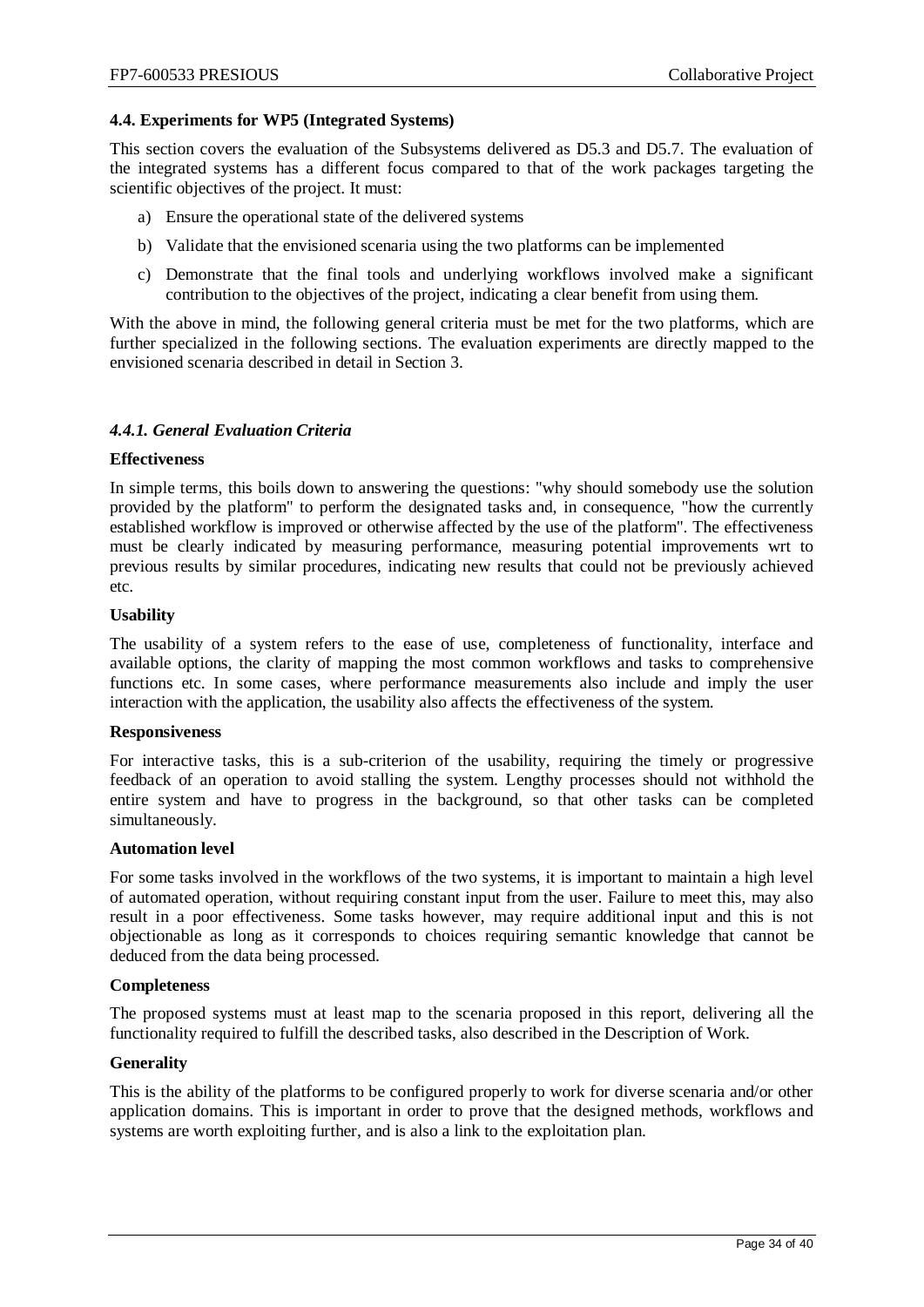### 4.4. Experiments for WP5 (Integrated Systems)

This section covers the evaluation of the Subsystems delivered as D5.3 and D5.7. The evaluation of the integrated systems has a different focus compared to that of the work packages targeting the scientific objectives of the project. It must:

a) Ensure the operational state of the delivered systems

b) Validate that the envisioned scenaria using the two platforms can be implemented

c) Demonstrate that the final tools and underlying workflows involved make a significant contribution to the objectives of the project, indicating a clear benefit from using them.

With the above in mind, the following general criteria must be met for the two platforms, which are further specialized in the following sections. The evaluation experiments are directly mapped to the envisioned scenaria described in detail in Section 3.

#### *4.4.1. General Evaluation Criteria*

**Effectiveness**

In simple terms, this boils down to answering the questions: "why should somebody use the solution provided by the platform" to perform the designated tasks and, in consequence, "how the currently established workflow is improved or otherwise affected by the use of the platform". The effectiveness must be clearly indicated by measuring performance, measuring potential improvements wrt to previous results by similar procedures, indicating new results that could not be previously achieved etc.

**Usability**

The usability of a system refers to the ease of use, completeness of functionality, interface and available options, the clarity of mapping the most common workflows and tasks to comprehensive functions etc. In some cases, where performance measurements also include and imply the user interaction with the application, the usability also affects the effectiveness of the system.

**Responsiveness**

For interactive tasks, this is a sub-criterion of the usability, requiring the timely or progressive feedback of an operation to avoid stalling the system. Lengthy processes should not withhold the entire system and have to progress in the background, so that other tasks can be completed simultaneously.

**Automation level**

For some tasks involved in the workflows of the two systems, it is important to maintain a high level of automated operation, without requiring constant input from the user. Failure to meet this, may also result in a poor effectiveness. Some tasks however, may require additional input and this is not objectionable as long as it corresponds to choices requiring semantic knowledge that cannot be deduced from the data being processed.

**Completeness**

The proposed systems must at least map to the scenaria proposed in this report, delivering all the functionality required to fulfill the described tasks, also described in the Description of Work.

**Generality**

This is the ability of the platforms to be configured properly to work for diverse scenaria and/or other application domains. This is important in order to prove that the designed methods, workflows and systems are worth exploiting further, and is also a link to the exploitation plan.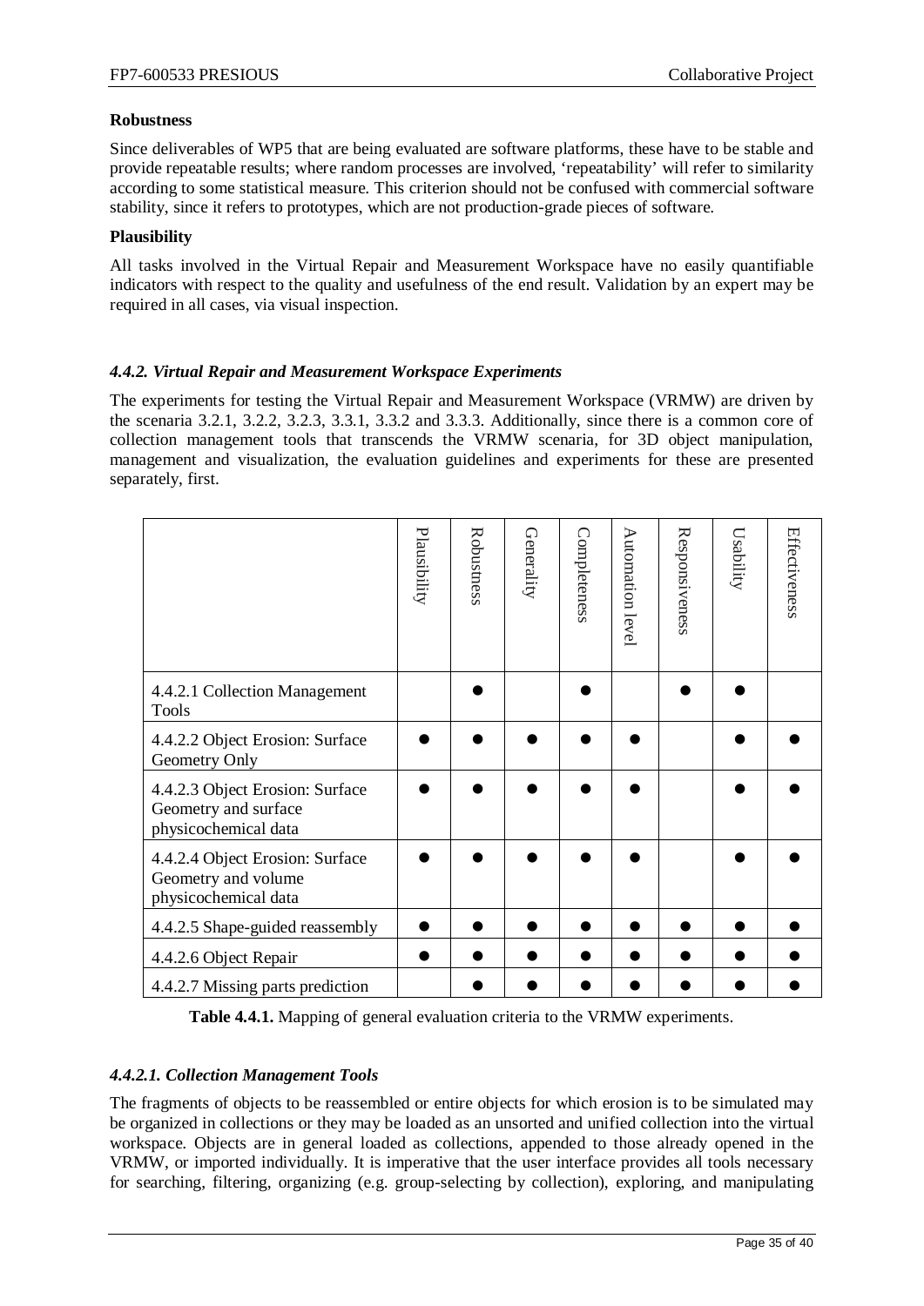**Robustness**

Since deliverables of WP5 that are being evaluated are software platforms, these have to be stable and provide repeatable results; where random processes are involved, 'repeatability' will refer to similarity according to some statistical measure. This criterion should not be confused with commercial software stability, since it refers to prototypes, which are not production-grade pieces of software.

**Plausibility**

All tasks involved in the Virtual Repair and Measurement Workspace have no easily quantifiable indicators with respect to the quality and usefulness of the end result. Validation by an expert may be required in all cases, via visual inspection.

### *4.4.2. Virtual Repair and Measurement Workspace Experiments*

The experiments for testing the Virtual Repair and Measurement Workspace (VRMW) are driven by the scenaria 3.2.1, 3.2.2, 3.2.3, 3.3.1, 3.3.2 and 3.3.3. Additionally, since there is a common core of collection management tools that transcends the VRMW scenaria, for 3D object manipulation, management and visualization, the evaluation guidelines and experiments for these are presented separately, first.

| | Plausibility | Robustness | Generality | Completeness | Automation level | Responsiveness | Usability | Effectiveness |
|---|---|---|---|---|---|---|---|---|
| 4.4.2.1 Collection Management Tools | | ● | | ● | | ● | ● | |
| 4.4.2.2 Object Erosion: Surface Geometry Only | ● | ● | ● | ● | ● | | ● | ● |
| 4.4.2.3 Object Erosion: Surface Geometry and surface physicochemical data | ● | ● | ● | ● | ● | | ● | ● |
| 4.4.2.4 Object Erosion: Surface Geometry and volume physicochemical data | ● | ● | ● | ● | ● | | ● | ● |
| 4.4.2.5 Shape-guided reassembly | ● | ● | ● | ● | ● | ● | ● | ● |
| 4.4.2.6 Object Repair | ● | ● | ● | ● | ● | ● | ● | ● |
| 4.4.2.7 Missing parts prediction | | ● | ● | ● | ● | ● | ● | ● |

**Table 4.4.1.** Mapping of general evaluation criteria to the VRMW experiments.

### *4.4.2.1. Collection Management Tools*

The fragments of objects to be reassembled or entire objects for which erosion is to be simulated may be organized in collections or they may be loaded as an unsorted and unified collection into the virtual workspace. Objects are in general loaded as collections, appended to those already opened in the VRMW, or imported individually. It is imperative that the user interface provides all tools necessary for searching, filtering, organizing (e.g. group-selecting by collection), exploring, and manipulating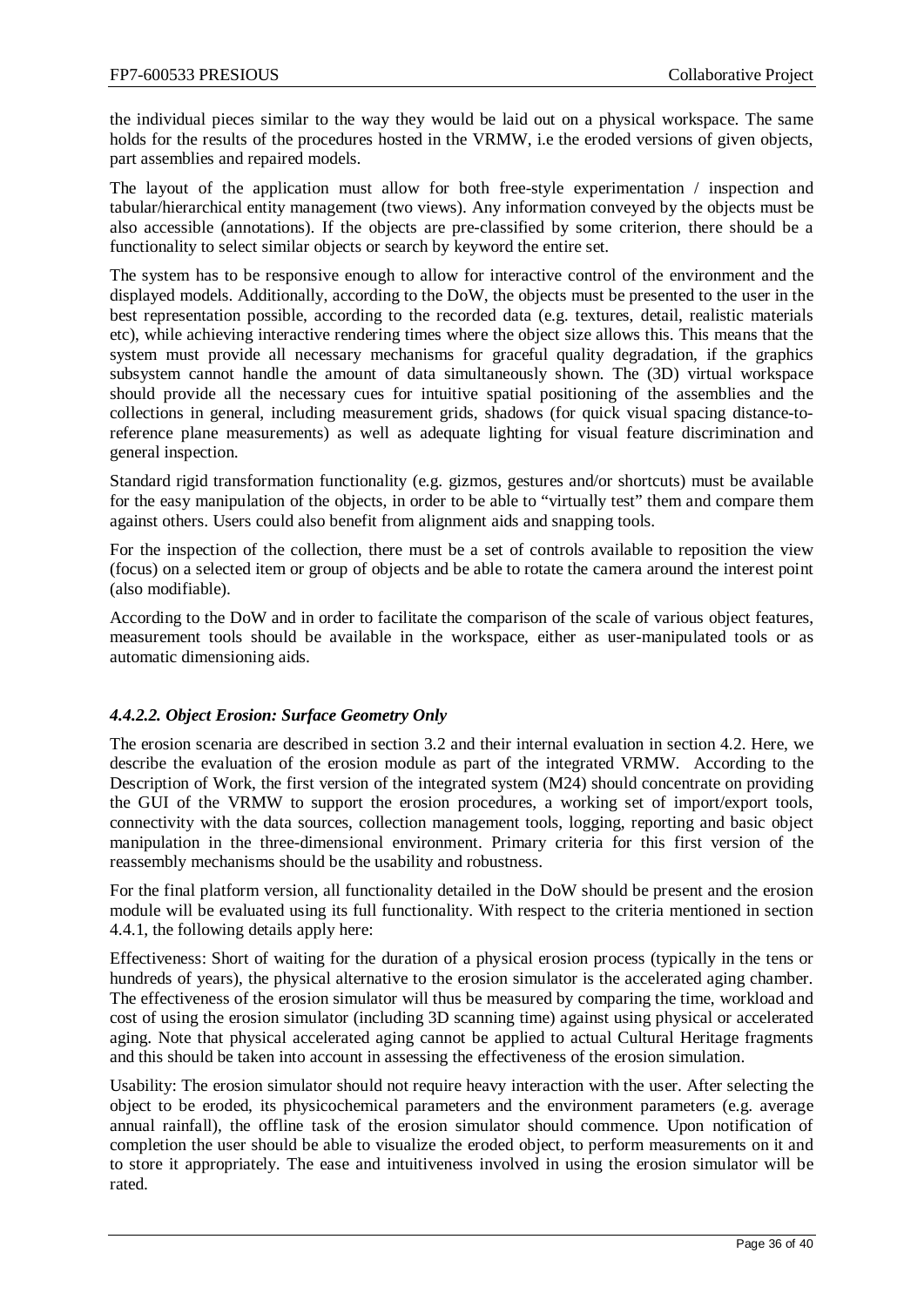the individual pieces similar to the way they would be laid out on a physical workspace. The same holds for the results of the procedures hosted in the VRMW, i.e the eroded versions of given objects, part assemblies and repaired models.

The layout of the application must allow for both free-style experimentation / inspection and tabular/hierarchical entity management (two views). Any information conveyed by the objects must be also accessible (annotations). If the objects are pre-classified by some criterion, there should be a functionality to select similar objects or search by keyword the entire set.

The system has to be responsive enough to allow for interactive control of the environment and the displayed models. Additionally, according to the DoW, the objects must be presented to the user in the best representation possible, according to the recorded data (e.g. textures, detail, realistic materials etc), while achieving interactive rendering times where the object size allows this. This means that the system must provide all necessary mechanisms for graceful quality degradation, if the graphics subsystem cannot handle the amount of data simultaneously shown. The (3D) virtual workspace should provide all the necessary cues for intuitive spatial positioning of the assemblies and the collections in general, including measurement grids, shadows (for quick visual spacing distance-to-reference plane measurements) as well as adequate lighting for visual feature discrimination and general inspection.

Standard rigid transformation functionality (e.g. gizmos, gestures and/or shortcuts) must be available for the easy manipulation of the objects, in order to be able to "virtually test" them and compare them against others. Users could also benefit from alignment aids and snapping tools.

For the inspection of the collection, there must be a set of controls available to reposition the view (focus) on a selected item or group of objects and be able to rotate the camera around the interest point (also modifiable).

According to the DoW and in order to facilitate the comparison of the scale of various object features, measurement tools should be available in the workspace, either as user-manipulated tools or as automatic dimensioning aids.

#### *4.4.2.2. Object Erosion: Surface Geometry Only*

The erosion scenaria are described in section 3.2 and their internal evaluation in section 4.2. Here, we describe the evaluation of the erosion module as part of the integrated VRMW. According to the Description of Work, the first version of the integrated system (M24) should concentrate on providing the GUI of the VRMW to support the erosion procedures, a working set of import/export tools, connectivity with the data sources, collection management tools, logging, reporting and basic object manipulation in the three-dimensional environment. Primary criteria for this first version of the reassembly mechanisms should be the usability and robustness.

For the final platform version, all functionality detailed in the DoW should be present and the erosion module will be evaluated using its full functionality. With respect to the criteria mentioned in section 4.4.1, the following details apply here:

Effectiveness: Short of waiting for the duration of a physical erosion process (typically in the tens or hundreds of years), the physical alternative to the erosion simulator is the accelerated aging chamber. The effectiveness of the erosion simulator will thus be measured by comparing the time, workload and cost of using the erosion simulator (including 3D scanning time) against using physical or accelerated aging. Note that physical accelerated aging cannot be applied to actual Cultural Heritage fragments and this should be taken into account in assessing the effectiveness of the erosion simulation.

Usability: The erosion simulator should not require heavy interaction with the user. After selecting the object to be eroded, its physicochemical parameters and the environment parameters (e.g. average annual rainfall), the offline task of the erosion simulator should commence. Upon notification of completion the user should be able to visualize the eroded object, to perform measurements on it and to store it appropriately. The ease and intuitiveness involved in using the erosion simulator will be rated.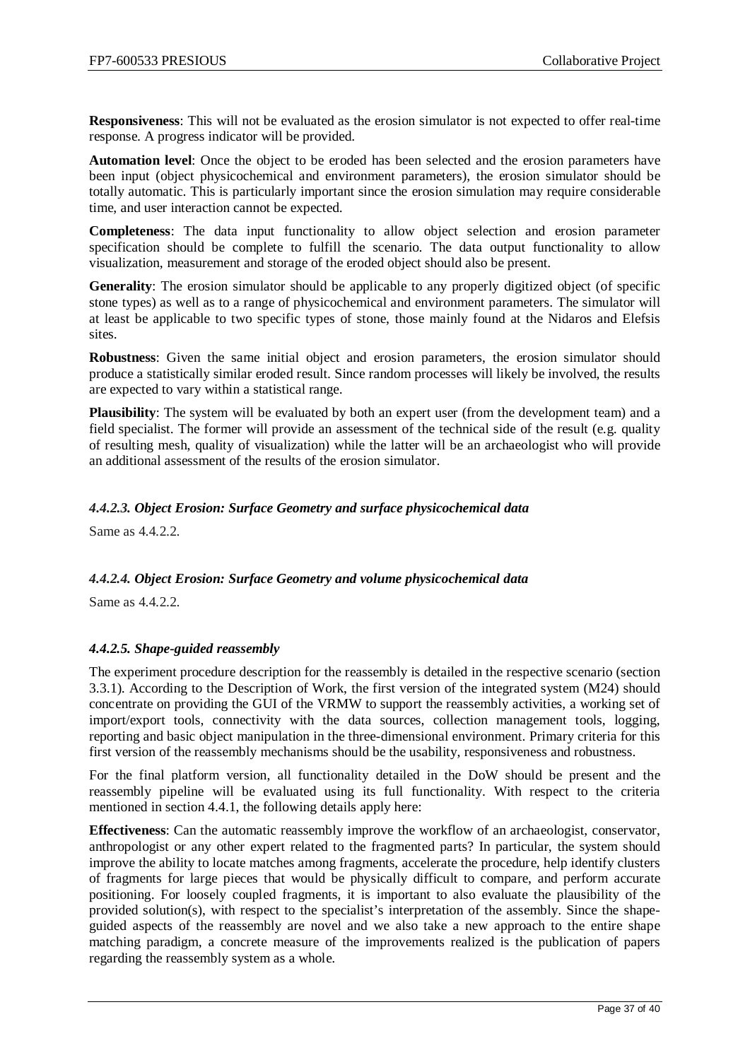**Responsiveness**: This will not be evaluated as the erosion simulator is not expected to offer real-time response. A progress indicator will be provided.

**Automation level**: Once the object to be eroded has been selected and the erosion parameters have been input (object physicochemical and environment parameters), the erosion simulator should be totally automatic. This is particularly important since the erosion simulation may require considerable time, and user interaction cannot be expected.

**Completeness**: The data input functionality to allow object selection and erosion parameter specification should be complete to fulfill the scenario. The data output functionality to allow visualization, measurement and storage of the eroded object should also be present.

**Generality**: The erosion simulator should be applicable to any properly digitized object (of specific stone types) as well as to a range of physicochemical and environment parameters. The simulator will at least be applicable to two specific types of stone, those mainly found at the Nidaros and Elefsis sites.

**Robustness**: Given the same initial object and erosion parameters, the erosion simulator should produce a statistically similar eroded result. Since random processes will likely be involved, the results are expected to vary within a statistical range.

**Plausibility**: The system will be evaluated by both an expert user (from the development team) and a field specialist. The former will provide an assessment of the technical side of the result (e.g. quality of resulting mesh, quality of visualization) while the latter will be an archaeologist who will provide an additional assessment of the results of the erosion simulator.

#### *4.4.2.3. Object Erosion: Surface Geometry and surface physicochemical data*

Same as 4.4.2.2.

#### *4.4.2.4. Object Erosion: Surface Geometry and volume physicochemical data*

Same as 4.4.2.2.

#### *4.4.2.5. Shape-guided reassembly*

The experiment procedure description for the reassembly is detailed in the respective scenario (section 3.3.1). According to the Description of Work, the first version of the integrated system (M24) should concentrate on providing the GUI of the VRMW to support the reassembly activities, a working set of import/export tools, connectivity with the data sources, collection management tools, logging, reporting and basic object manipulation in the three-dimensional environment. Primary criteria for this first version of the reassembly mechanisms should be the usability, responsiveness and robustness.

For the final platform version, all functionality detailed in the DoW should be present and the reassembly pipeline will be evaluated using its full functionality. With respect to the criteria mentioned in section 4.4.1, the following details apply here:

**Effectiveness**: Can the automatic reassembly improve the workflow of an archaeologist, conservator, anthropologist or any other expert related to the fragmented parts? In particular, the system should improve the ability to locate matches among fragments, accelerate the procedure, help identify clusters of fragments for large pieces that would be physically difficult to compare, and perform accurate positioning. For loosely coupled fragments, it is important to also evaluate the plausibility of the provided solution(s), with respect to the specialist's interpretation of the assembly. Since the shape-guided aspects of the reassembly are novel and we also take a new approach to the entire shape matching paradigm, a concrete measure of the improvements realized is the publication of papers regarding the reassembly system as a whole.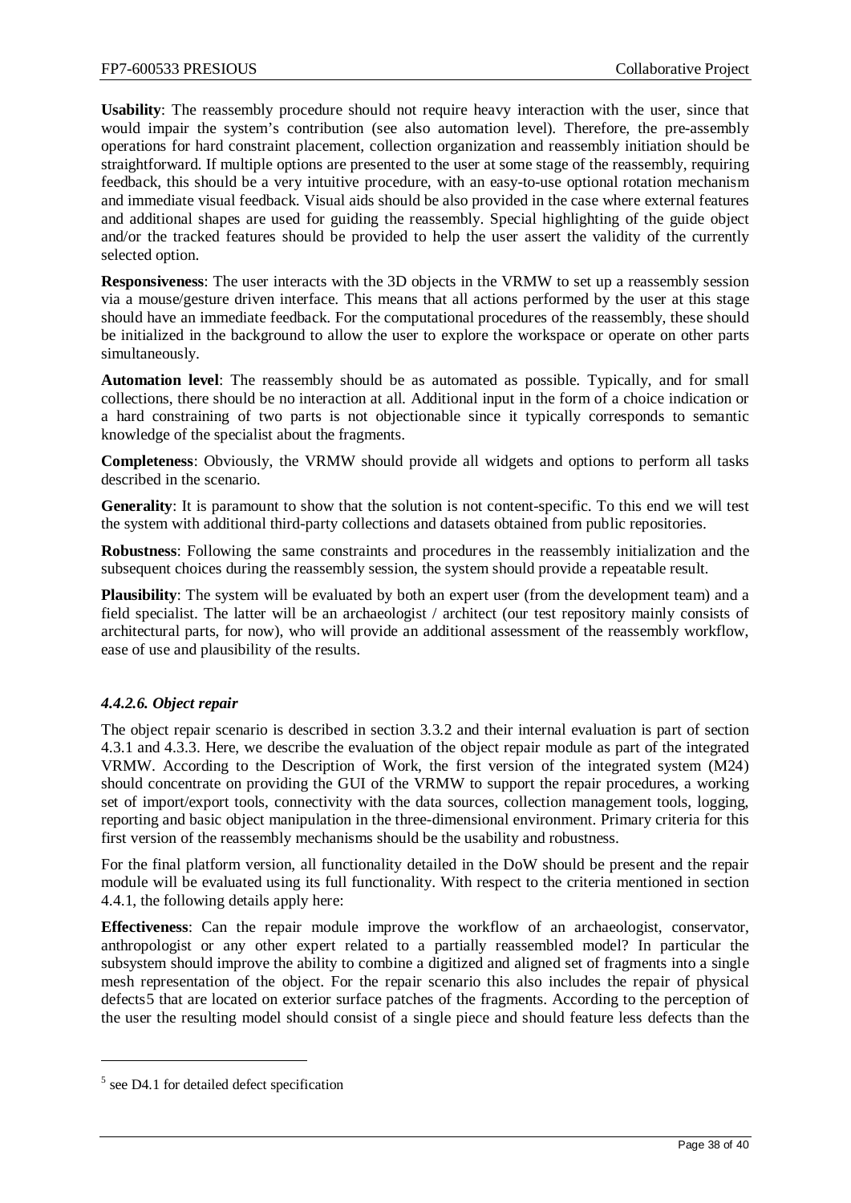**Usability**: The reassembly procedure should not require heavy interaction with the user, since that would impair the system's contribution (see also automation level). Therefore, the pre-assembly operations for hard constraint placement, collection organization and reassembly initiation should be straightforward. If multiple options are presented to the user at some stage of the reassembly, requiring feedback, this should be a very intuitive procedure, with an easy-to-use optional rotation mechanism and immediate visual feedback. Visual aids should be also provided in the case where external features and additional shapes are used for guiding the reassembly. Special highlighting of the guide object and/or the tracked features should be provided to help the user assert the validity of the currently selected option.

**Responsiveness**: The user interacts with the 3D objects in the VRMW to set up a reassembly session via a mouse/gesture driven interface. This means that all actions performed by the user at this stage should have an immediate feedback. For the computational procedures of the reassembly, these should be initialized in the background to allow the user to explore the workspace or operate on other parts simultaneously.

**Automation level**: The reassembly should be as automated as possible. Typically, and for small collections, there should be no interaction at all. Additional input in the form of a choice indication or a hard constraining of two parts is not objectionable since it typically corresponds to semantic knowledge of the specialist about the fragments.

**Completeness**: Obviously, the VRMW should provide all widgets and options to perform all tasks described in the scenario.

**Generality**: It is paramount to show that the solution is not content-specific. To this end we will test the system with additional third-party collections and datasets obtained from public repositories.

**Robustness**: Following the same constraints and procedures in the reassembly initialization and the subsequent choices during the reassembly session, the system should provide a repeatable result.

**Plausibility**: The system will be evaluated by both an expert user (from the development team) and a field specialist. The latter will be an archaeologist / architect (our test repository mainly consists of architectural parts, for now), who will provide an additional assessment of the reassembly workflow, ease of use and plausibility of the results.

#### *4.4.2.6. Object repair*

The object repair scenario is described in section 3.3.2 and their internal evaluation is part of section 4.3.1 and 4.3.3. Here, we describe the evaluation of the object repair module as part of the integrated VRMW. According to the Description of Work, the first version of the integrated system (M24) should concentrate on providing the GUI of the VRMW to support the repair procedures, a working set of import/export tools, connectivity with the data sources, collection management tools, logging, reporting and basic object manipulation in the three-dimensional environment. Primary criteria for this first version of the reassembly mechanisms should be the usability and robustness.

For the final platform version, all functionality detailed in the DoW should be present and the repair module will be evaluated using its full functionality. With respect to the criteria mentioned in section 4.4.1, the following details apply here:

**Effectiveness**: Can the repair module improve the workflow of an archaeologist, conservator, anthropologist or any other expert related to a partially reassembled model? In particular the subsystem should improve the ability to combine a digitized and aligned set of fragments into a single mesh representation of the object. For the repair scenario this also includes the repair of physical defects[5] that are located on exterior surface patches of the fragments. According to the perception of the user the resulting model should consist of a single piece and should feature less defects than the

[5] see D4.1 for detailed defect specification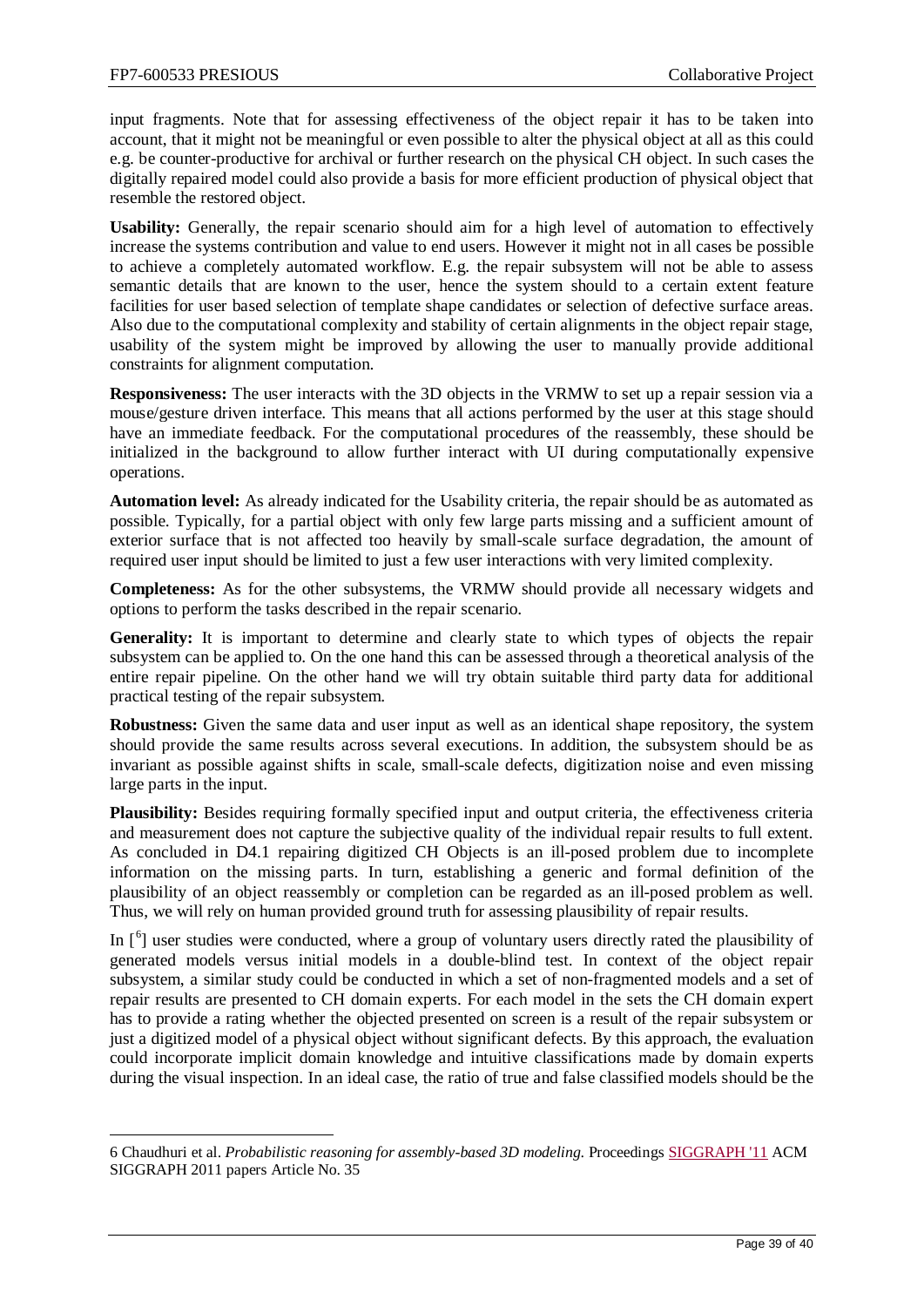input fragments. Note that for assessing effectiveness of the object repair it has to be taken into account, that it might not be meaningful or even possible to alter the physical object at all as this could e.g. be counter-productive for archival or further research on the physical CH object. In such cases the digitally repaired model could also provide a basis for more efficient production of physical object that resemble the restored object.

**Usability:** Generally, the repair scenario should aim for a high level of automation to effectively increase the systems contribution and value to end users. However it might not in all cases be possible to achieve a completely automated workflow. E.g. the repair subsystem will not be able to assess semantic details that are known to the user, hence the system should to a certain extent feature facilities for user based selection of template shape candidates or selection of defective surface areas. Also due to the computational complexity and stability of certain alignments in the object repair stage, usability of the system might be improved by allowing the user to manually provide additional constraints for alignment computation.

**Responsiveness:** The user interacts with the 3D objects in the VRMW to set up a repair session via a mouse/gesture driven interface. This means that all actions performed by the user at this stage should have an immediate feedback. For the computational procedures of the reassembly, these should be initialized in the background to allow further interact with UI during computationally expensive operations.

**Automation level:** As already indicated for the Usability criteria, the repair should be as automated as possible. Typically, for a partial object with only few large parts missing and a sufficient amount of exterior surface that is not affected too heavily by small-scale surface degradation, the amount of required user input should be limited to just a few user interactions with very limited complexity.

**Completeness:** As for the other subsystems, the VRMW should provide all necessary widgets and options to perform the tasks described in the repair scenario.

**Generality:** It is important to determine and clearly state to which types of objects the repair subsystem can be applied to. On the one hand this can be assessed through a theoretical analysis of the entire repair pipeline. On the other hand we will try obtain suitable third party data for additional practical testing of the repair subsystem.

**Robustness:** Given the same data and user input as well as an identical shape repository, the system should provide the same results across several executions. In addition, the subsystem should be as invariant as possible against shifts in scale, small-scale defects, digitization noise and even missing large parts in the input.

**Plausibility:** Besides requiring formally specified input and output criteria, the effectiveness criteria and measurement does not capture the subjective quality of the individual repair results to full extent. As concluded in D4.1 repairing digitized CH Objects is an ill-posed problem due to incomplete information on the missing parts. In turn, establishing a generic and formal definition of the plausibility of an object reassembly or completion can be regarded as an ill-posed problem as well. Thus, we will rely on human provided ground truth for assessing plausibility of repair results.

In [6] user studies were conducted, where a group of voluntary users directly rated the plausibility of generated models versus initial models in a double-blind test. In context of the object repair subsystem, a similar study could be conducted in which a set of non-fragmented models and a set of repair results are presented to CH domain experts. For each model in the sets the CH domain expert has to provide a rating whether the objected presented on screen is a result of the repair subsystem or just a digitized model of a physical object without significant defects. By this approach, the evaluation could incorporate implicit domain knowledge and intuitive classifications made by domain experts during the visual inspection. In an ideal case, the ratio of true and false classified models should be the

---

6 Chaudhuri et al. *Probabilistic reasoning for assembly-based 3D modeling.* Proceedings SIGGRAPH '11 ACM SIGGRAPH 2011 papers Article No. 35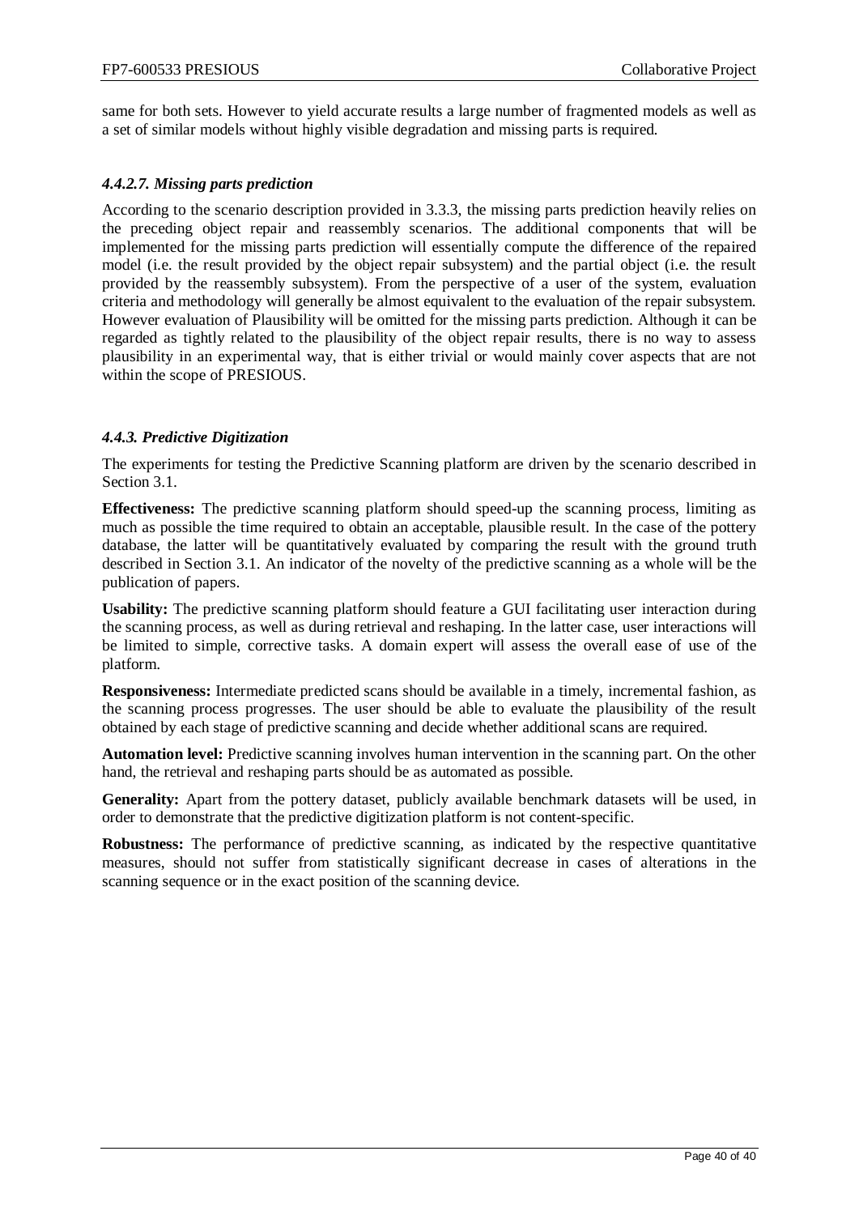same for both sets. However to yield accurate results a large number of fragmented models as well as a set of similar models without highly visible degradation and missing parts is required.

#### *4.4.2.7. Missing parts prediction*

According to the scenario description provided in 3.3.3, the missing parts prediction heavily relies on the preceding object repair and reassembly scenarios. The additional components that will be implemented for the missing parts prediction will essentially compute the difference of the repaired model (i.e. the result provided by the object repair subsystem) and the partial object (i.e. the result provided by the reassembly subsystem). From the perspective of a user of the system, evaluation criteria and methodology will generally be almost equivalent to the evaluation of the repair subsystem. However evaluation of Plausibility will be omitted for the missing parts prediction. Although it can be regarded as tightly related to the plausibility of the object repair results, there is no way to assess plausibility in an experimental way, that is either trivial or would mainly cover aspects that are not within the scope of PRESIOUS.

### *4.4.3. Predictive Digitization*

The experiments for testing the Predictive Scanning platform are driven by the scenario described in Section 3.1.

**Effectiveness:** The predictive scanning platform should speed-up the scanning process, limiting as much as possible the time required to obtain an acceptable, plausible result. In the case of the pottery database, the latter will be quantitatively evaluated by comparing the result with the ground truth described in Section 3.1. An indicator of the novelty of the predictive scanning as a whole will be the publication of papers.

**Usability:** The predictive scanning platform should feature a GUI facilitating user interaction during the scanning process, as well as during retrieval and reshaping. In the latter case, user interactions will be limited to simple, corrective tasks. A domain expert will assess the overall ease of use of the platform.

**Responsiveness:** Intermediate predicted scans should be available in a timely, incremental fashion, as the scanning process progresses. The user should be able to evaluate the plausibility of the result obtained by each stage of predictive scanning and decide whether additional scans are required.

**Automation level:** Predictive scanning involves human intervention in the scanning part. On the other hand, the retrieval and reshaping parts should be as automated as possible.

**Generality:** Apart from the pottery dataset, publicly available benchmark datasets will be used, in order to demonstrate that the predictive digitization platform is not content-specific.

**Robustness:** The performance of predictive scanning, as indicated by the respective quantitative measures, should not suffer from statistically significant decrease in cases of alterations in the scanning sequence or in the exact position of the scanning device.